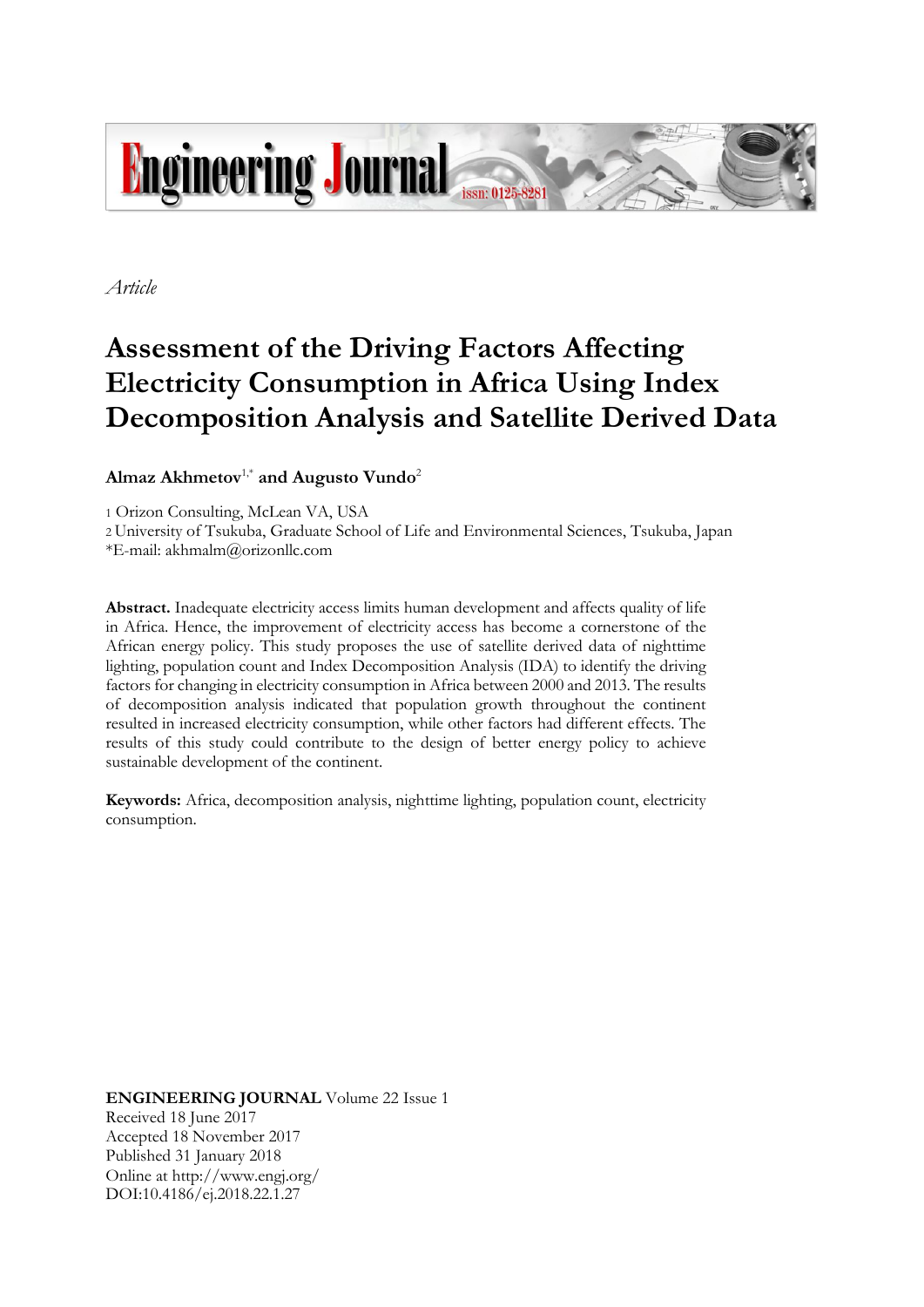*Article*

# Assessment of the Driving Factors Affecting Electricity Consumption in Africa Using Index Decomposition Analysis and Satellite Derived Data

**Almaz Akhmetov**[1,*] **and Augusto Vundo**[2]

1 Orizon Consulting, McLean VA, USA

2 University of Tsukuba, Graduate School of Life and Environmental Sciences, Tsukuba, Japan

*E-mail: akhmalm@orizonllc.com

**Abstract.** Inadequate electricity access limits human development and affects quality of life in Africa. Hence, the improvement of electricity access has become a cornerstone of the African energy policy. This study proposes the use of satellite derived data of nighttime lighting, population count and Index Decomposition Analysis (IDA) to identify the driving factors for changing in electricity consumption in Africa between 2000 and 2013. The results of decomposition analysis indicated that population growth throughout the continent resulted in increased electricity consumption, while other factors had different effects. The results of this study could contribute to the design of better energy policy to achieve sustainable development of the continent.

**Keywords:** Africa, decomposition analysis, nighttime lighting, population count, electricity consumption.

**ENGINEERING JOURNAL** Volume 22 Issue 1
Received 18 June 2017
Accepted 18 November 2017
Published 31 January 2018
Online at http://www.engj.org/
DOI:10.4186/ej.2018.22.1.27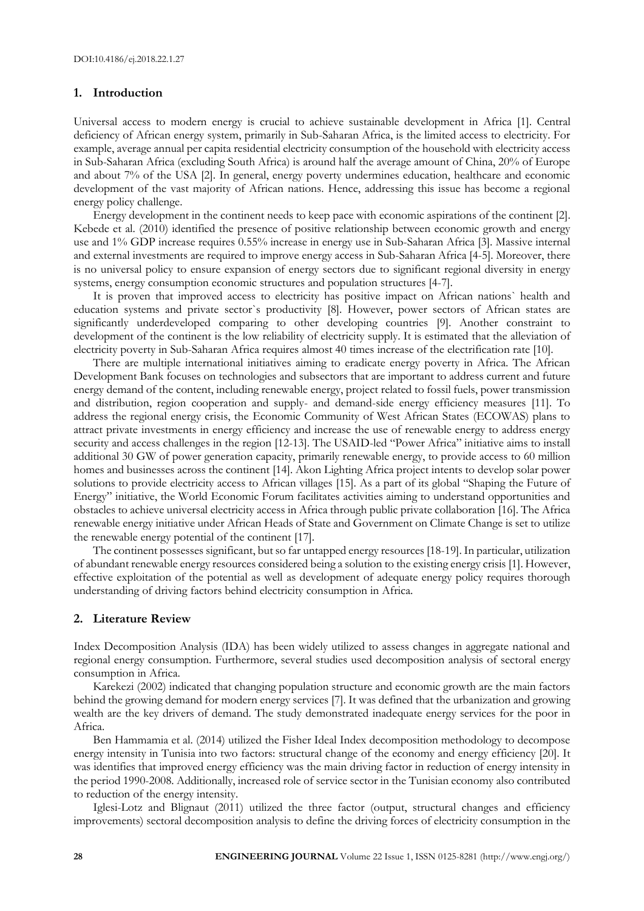## 1. Introduction

Universal access to modern energy is crucial to achieve sustainable development in Africa [1]. Central deficiency of African energy system, primarily in Sub-Saharan Africa, is the limited access to electricity. For example, average annual per capita residential electricity consumption of the household with electricity access in Sub-Saharan Africa (excluding South Africa) is around half the average amount of China, 20% of Europe and about 7% of the USA [2]. In general, energy poverty undermines education, healthcare and economic development of the vast majority of African nations. Hence, addressing this issue has become a regional energy policy challenge.

Energy development in the continent needs to keep pace with economic aspirations of the continent [2]. Kebede et al. (2010) identified the presence of positive relationship between economic growth and energy use and 1% GDP increase requires 0.55% increase in energy use in Sub-Saharan Africa [3]. Massive internal and external investments are required to improve energy access in Sub-Saharan Africa [4-5]. Moreover, there is no universal policy to ensure expansion of energy sectors due to significant regional diversity in energy systems, energy consumption economic structures and population structures [4-7].

It is proven that improved access to electricity has positive impact on African nations` health and education systems and private sector`s productivity [8]. However, power sectors of African states are significantly underdeveloped comparing to other developing countries [9]. Another constraint to development of the continent is the low reliability of electricity supply. It is estimated that the alleviation of electricity poverty in Sub-Saharan Africa requires almost 40 times increase of the electrification rate [10].

There are multiple international initiatives aiming to eradicate energy poverty in Africa. The African Development Bank focuses on technologies and subsectors that are important to address current and future energy demand of the content, including renewable energy, project related to fossil fuels, power transmission and distribution, region cooperation and supply- and demand-side energy efficiency measures [11]. To address the regional energy crisis, the Economic Community of West African States (ECOWAS) plans to attract private investments in energy efficiency and increase the use of renewable energy to address energy security and access challenges in the region [12-13]. The USAID-led "Power Africa" initiative aims to install additional 30 GW of power generation capacity, primarily renewable energy, to provide access to 60 million homes and businesses across the continent [14]. Akon Lighting Africa project intents to develop solar power solutions to provide electricity access to African villages [15]. As a part of its global "Shaping the Future of Energy" initiative, the World Economic Forum facilitates activities aiming to understand opportunities and obstacles to achieve universal electricity access in Africa through public private collaboration [16]. The Africa renewable energy initiative under African Heads of State and Government on Climate Change is set to utilize the renewable energy potential of the continent [17].

The continent possesses significant, but so far untapped energy resources [18-19]. In particular, utilization of abundant renewable energy resources considered being a solution to the existing energy crisis [1]. However, effective exploitation of the potential as well as development of adequate energy policy requires thorough understanding of driving factors behind electricity consumption in Africa.

## 2. Literature Review

Index Decomposition Analysis (IDA) has been widely utilized to assess changes in aggregate national and regional energy consumption. Furthermore, several studies used decomposition analysis of sectoral energy consumption in Africa.

Karekezi (2002) indicated that changing population structure and economic growth are the main factors behind the growing demand for modern energy services [7]. It was defined that the urbanization and growing wealth are the key drivers of demand. The study demonstrated inadequate energy services for the poor in Africa.

Ben Hammamia et al. (2014) utilized the Fisher Ideal Index decomposition methodology to decompose energy intensity in Tunisia into two factors: structural change of the economy and energy efficiency [20]. It was identifies that improved energy efficiency was the main driving factor in reduction of energy intensity in the period 1990-2008. Additionally, increased role of service sector in the Tunisian economy also contributed to reduction of the energy intensity.

Iglesi-Lotz and Blignaut (2011) utilized the three factor (output, structural changes and efficiency improvements) sectoral decomposition analysis to define the driving forces of electricity consumption in the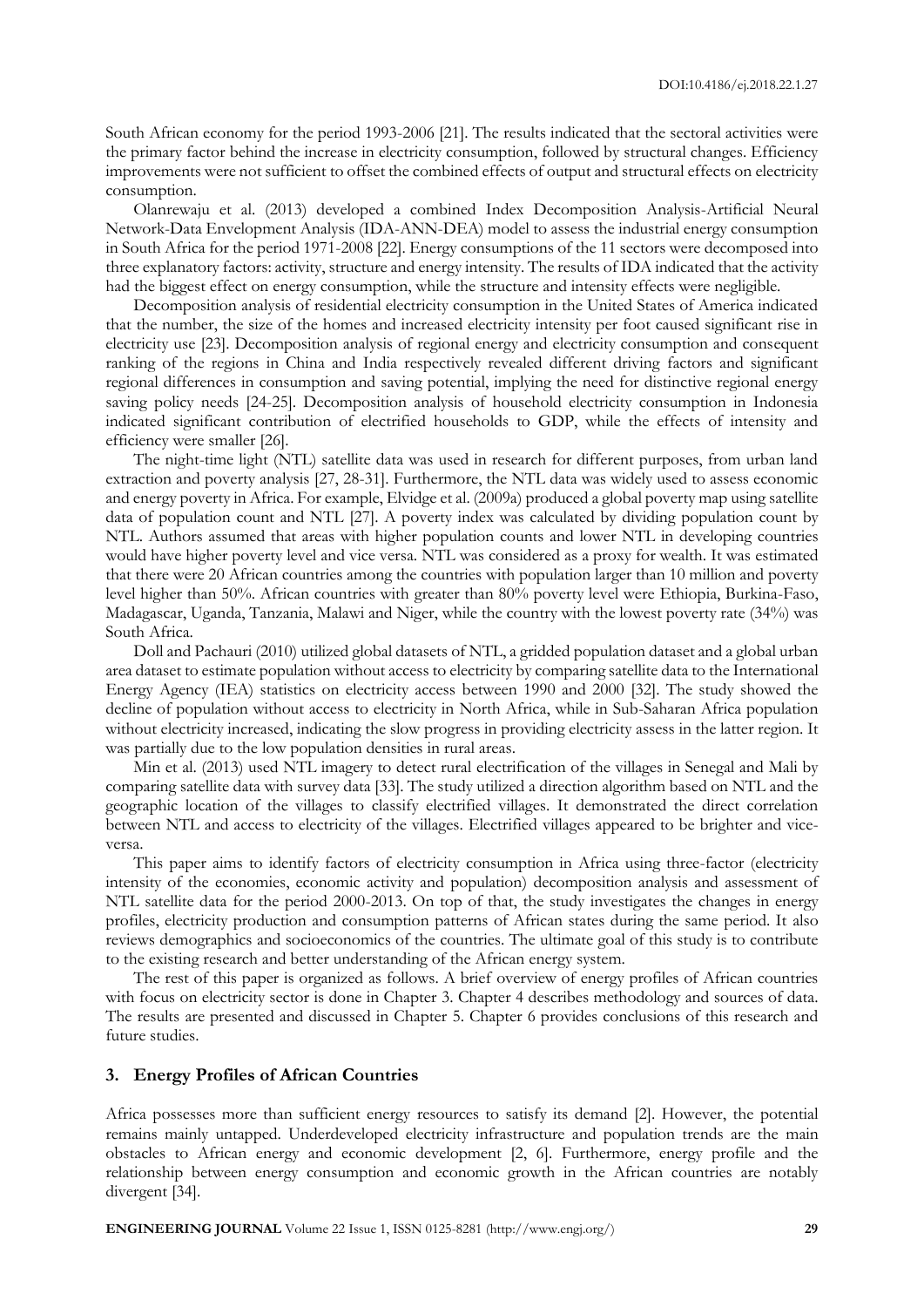South African economy for the period 1993-2006 [21]. The results indicated that the sectoral activities were the primary factor behind the increase in electricity consumption, followed by structural changes. Efficiency improvements were not sufficient to offset the combined effects of output and structural effects on electricity consumption.

Olanrewaju et al. (2013) developed a combined Index Decomposition Analysis-Artificial Neural Network-Data Envelopment Analysis (IDA-ANN-DEA) model to assess the industrial energy consumption in South Africa for the period 1971-2008 [22]. Energy consumptions of the 11 sectors were decomposed into three explanatory factors: activity, structure and energy intensity. The results of IDA indicated that the activity had the biggest effect on energy consumption, while the structure and intensity effects were negligible.

Decomposition analysis of residential electricity consumption in the United States of America indicated that the number, the size of the homes and increased electricity intensity per foot caused significant rise in electricity use [23]. Decomposition analysis of regional energy and electricity consumption and consequent ranking of the regions in China and India respectively revealed different driving factors and significant regional differences in consumption and saving potential, implying the need for distinctive regional energy saving policy needs [24-25]. Decomposition analysis of household electricity consumption in Indonesia indicated significant contribution of electrified households to GDP, while the effects of intensity and efficiency were smaller [26].

The night-time light (NTL) satellite data was used in research for different purposes, from urban land extraction and poverty analysis [27, 28-31]. Furthermore, the NTL data was widely used to assess economic and energy poverty in Africa. For example, Elvidge et al. (2009a) produced a global poverty map using satellite data of population count and NTL [27]. A poverty index was calculated by dividing population count by NTL. Authors assumed that areas with higher population counts and lower NTL in developing countries would have higher poverty level and vice versa. NTL was considered as a proxy for wealth. It was estimated that there were 20 African countries among the countries with population larger than 10 million and poverty level higher than 50%. African countries with greater than 80% poverty level were Ethiopia, Burkina-Faso, Madagascar, Uganda, Tanzania, Malawi and Niger, while the country with the lowest poverty rate (34%) was South Africa.

Doll and Pachauri (2010) utilized global datasets of NTL, a gridded population dataset and a global urban area dataset to estimate population without access to electricity by comparing satellite data to the International Energy Agency (IEA) statistics on electricity access between 1990 and 2000 [32]. The study showed the decline of population without access to electricity in North Africa, while in Sub-Saharan Africa population without electricity increased, indicating the slow progress in providing electricity assess in the latter region. It was partially due to the low population densities in rural areas.

Min et al. (2013) used NTL imagery to detect rural electrification of the villages in Senegal and Mali by comparing satellite data with survey data [33]. The study utilized a direction algorithm based on NTL and the geographic location of the villages to classify electrified villages. It demonstrated the direct correlation between NTL and access to electricity of the villages. Electrified villages appeared to be brighter and vice-versa.

This paper aims to identify factors of electricity consumption in Africa using three-factor (electricity intensity of the economies, economic activity and population) decomposition analysis and assessment of NTL satellite data for the period 2000-2013. On top of that, the study investigates the changes in energy profiles, electricity production and consumption patterns of African states during the same period. It also reviews demographics and socioeconomics of the countries. The ultimate goal of this study is to contribute to the existing research and better understanding of the African energy system.

The rest of this paper is organized as follows. A brief overview of energy profiles of African countries with focus on electricity sector is done in Chapter 3. Chapter 4 describes methodology and sources of data. The results are presented and discussed in Chapter 5. Chapter 6 provides conclusions of this research and future studies.

## 3. Energy Profiles of African Countries

Africa possesses more than sufficient energy resources to satisfy its demand [2]. However, the potential remains mainly untapped. Underdeveloped electricity infrastructure and population trends are the main obstacles to African energy and economic development [2, 6]. Furthermore, energy profile and the relationship between energy consumption and economic growth in the African countries are notably divergent [34].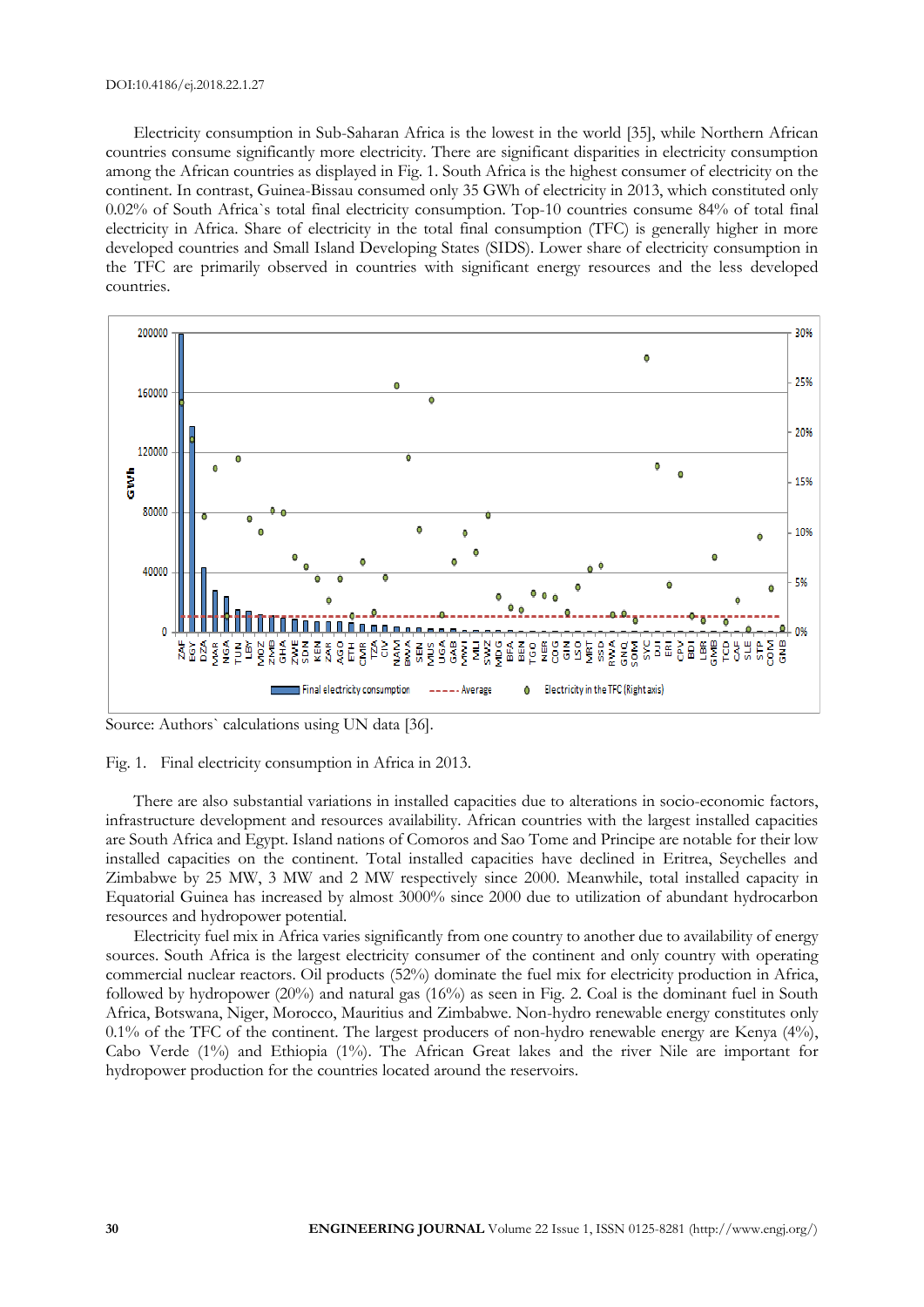Electricity consumption in Sub-Saharan Africa is the lowest in the world [35], while Northern African countries consume significantly more electricity. There are significant disparities in electricity consumption among the African countries as displayed in Fig. 1. South Africa is the highest consumer of electricity on the continent. In contrast, Guinea-Bissau consumed only 35 GWh of electricity in 2013, which constituted only 0.02% of South Africa`s total final electricity consumption. Top-10 countries consume 84% of total final electricity in Africa. Share of electricity in the total final consumption (TFC) is generally higher in more developed countries and Small Island Developing States (SIDS). Lower share of electricity consumption in the TFC are primarily observed in countries with significant energy resources and the less developed countries.

Source: Authors` calculations using UN data [36].

Fig. 1. Final electricity consumption in Africa in 2013.

There are also substantial variations in installed capacities due to alterations in socio-economic factors, infrastructure development and resources availability. African countries with the largest installed capacities are South Africa and Egypt. Island nations of Comoros and Sao Tome and Principe are notable for their low installed capacities on the continent. Total installed capacities have declined in Eritrea, Seychelles and Zimbabwe by 25 MW, 3 MW and 2 MW respectively since 2000. Meanwhile, total installed capacity in Equatorial Guinea has increased by almost 3000% since 2000 due to utilization of abundant hydrocarbon resources and hydropower potential.

Electricity fuel mix in Africa varies significantly from one country to another due to availability of energy sources. South Africa is the largest electricity consumer of the continent and only country with operating commercial nuclear reactors. Oil products (52%) dominate the fuel mix for electricity production in Africa, followed by hydropower (20%) and natural gas (16%) as seen in Fig. 2. Coal is the dominant fuel in South Africa, Botswana, Niger, Morocco, Mauritius and Zimbabwe. Non-hydro renewable energy constitutes only 0.1% of the TFC of the continent. The largest producers of non-hydro renewable energy are Kenya (4%), Cabo Verde (1%) and Ethiopia (1%). The African Great lakes and the river Nile are important for hydropower production for the countries located around the reservoirs.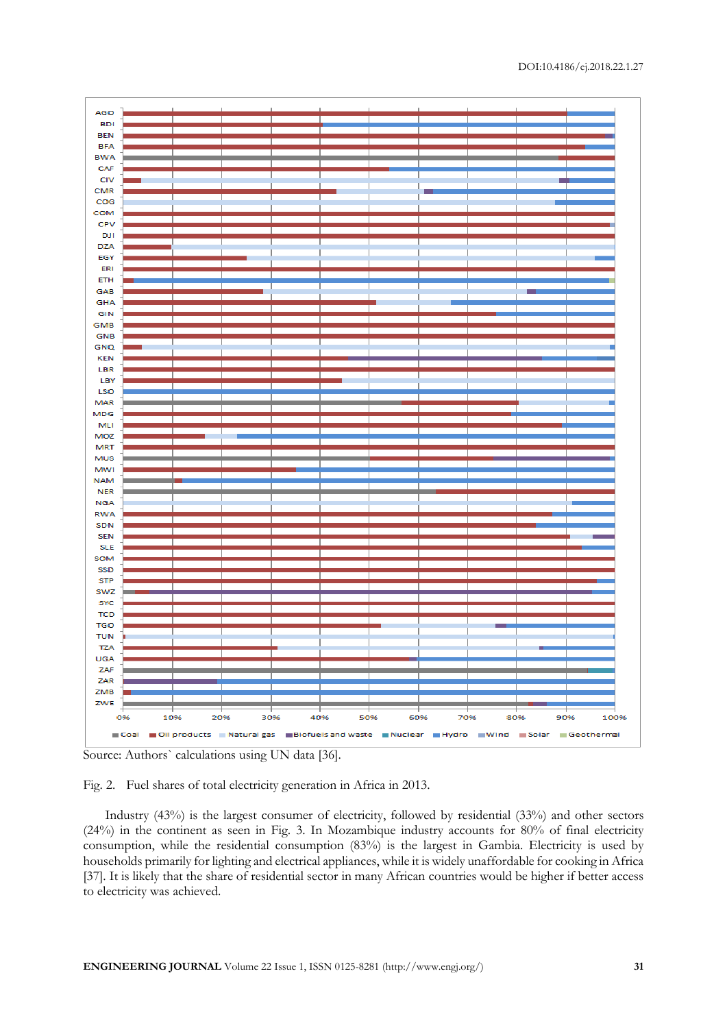Source: Authors` calculations using UN data [36].

Fig. 2. Fuel shares of total electricity generation in Africa in 2013.

Industry (43%) is the largest consumer of electricity, followed by residential (33%) and other sectors (24%) in the continent as seen in Fig. 3. In Mozambique industry accounts for 80% of final electricity consumption, while the residential consumption (83%) is the largest in Gambia. Electricity is used by households primarily for lighting and electrical appliances, while it is widely unaffordable for cooking in Africa [37]. It is likely that the share of residential sector in many African countries would be higher if better access to electricity was achieved.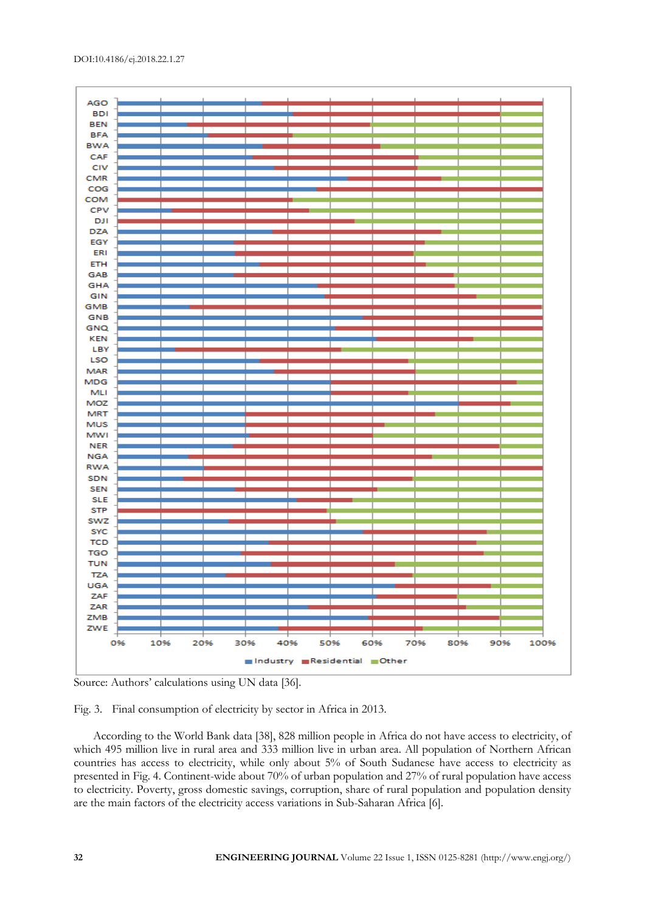Source: Authors' calculations using UN data [36].

Fig. 3. Final consumption of electricity by sector in Africa in 2013.

According to the World Bank data [38], 828 million people in Africa do not have access to electricity, of which 495 million live in rural area and 333 million live in urban area. All population of Northern African countries has access to electricity, while only about 5% of South Sudanese have access to electricity as presented in Fig. 4. Continent-wide about 70% of urban population and 27% of rural population have access to electricity. Poverty, gross domestic savings, corruption, share of rural population and population density are the main factors of the electricity access variations in Sub-Saharan Africa [6].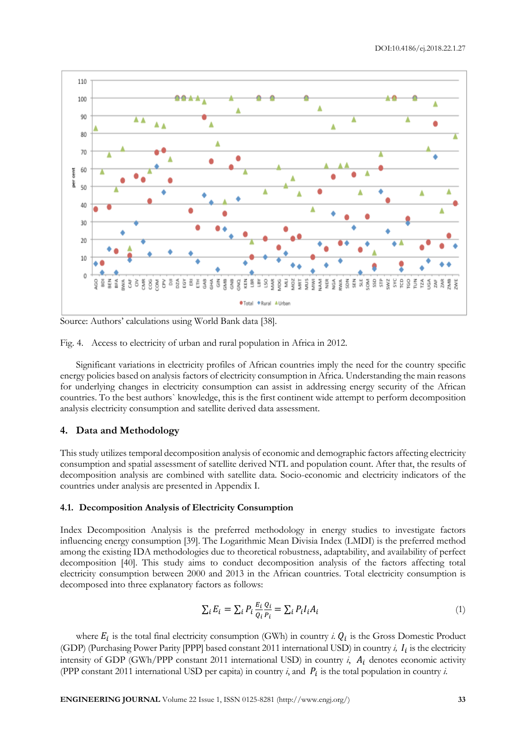Source: Authors' calculations using World Bank data [38].

Fig. 4. Access to electricity of urban and rural population in Africa in 2012.

Significant variations in electricity profiles of African countries imply the need for the country specific energy policies based on analysis factors of electricity consumption in Africa. Understanding the main reasons for underlying changes in electricity consumption can assist in addressing energy security of the African countries. To the best authors` knowledge, this is the first continent wide attempt to perform decomposition analysis electricity consumption and satellite derived data assessment.

## 4. Data and Methodology

This study utilizes temporal decomposition analysis of economic and demographic factors affecting electricity consumption and spatial assessment of satellite derived NTL and population count. After that, the results of decomposition analysis are combined with satellite data. Socio-economic and electricity indicators of the countries under analysis are presented in Appendix I.

### 4.1. Decomposition Analysis of Electricity Consumption

Index Decomposition Analysis is the preferred methodology in energy studies to investigate factors influencing energy consumption [39]. The Logarithmic Mean Divisia Index (LMDI) is the preferred method among the existing IDA methodologies due to theoretical robustness, adaptability, and availability of perfect decomposition [40]. This study aims to conduct decomposition analysis of the factors affecting total electricity consumption between 2000 and 2013 in the African countries. Total electricity consumption is decomposed into three explanatory factors as follows:

$$\sum_i E_i = \sum_i P_i \frac{E_i}{Q_i} \frac{Q_i}{P_i} = \sum_i P_i I_i A_i \tag{1}$$

where $E_i$ is the total final electricity consumption (GWh) in country $i$. $Q_i$ is the Gross Domestic Product (GDP) (Purchasing Power Parity [PPP] based constant 2011 international USD) in country $i$, $I_i$ is the electricity intensity of GDP (GWh/PPP constant 2011 international USD) in country $i$, $A_i$ denotes economic activity (PPP constant 2011 international USD per capita) in country $i$, and $P_i$ is the total population in country $i$.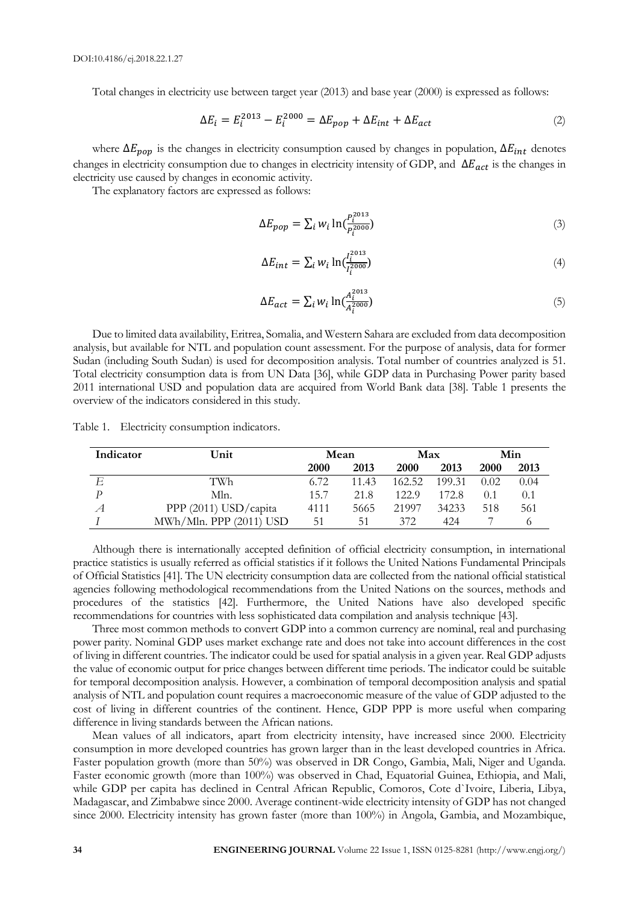Total changes in electricity use between target year (2013) and base year (2000) is expressed as follows:

$$\Delta E_i = E_i^{2013} - E_i^{2000} = \Delta E_{pop} + \Delta E_{int} + \Delta E_{act} \quad (2)$$

where $\Delta E_{pop}$ is the changes in electricity consumption caused by changes in population, $\Delta E_{int}$ denotes changes in electricity consumption due to changes in electricity intensity of GDP, and $\Delta E_{act}$ is the changes in electricity use caused by changes in economic activity.

The explanatory factors are expressed as follows:

$$\Delta E_{pop} = \sum_i w_i \ln(\frac{P_i^{2013}}{P_i^{2000}}) \quad (3)$$

$$\Delta E_{int} = \sum_i w_i \ln(\frac{I_i^{2013}}{I_i^{2000}}) \quad (4)$$

$$\Delta E_{act} = \sum_i w_i \ln(\frac{A_i^{2013}}{A_i^{2000}}) \quad (5)$$

Due to limited data availability, Eritrea, Somalia, and Western Sahara are excluded from data decomposition analysis, but available for NTL and population count assessment. For the purpose of analysis, data for former Sudan (including South Sudan) is used for decomposition analysis. Total number of countries analyzed is 51. Total electricity consumption data is from UN Data [36], while GDP data in Purchasing Power parity based 2011 international USD and population data are acquired from World Bank data [38]. Table 1 presents the overview of the indicators considered in this study.

Table 1. Electricity consumption indicators.

| Indicator | Unit | Mean | | Max | | Min | |
|---|---|---|---|---|---|---|---|
| | | **2000** | **2013** | **2000** | **2013** | **2000** | **2013** |
| $E$ | TWh | 6.72 | 11.43 | 162.52 | 199.31 | 0.02 | 0.04 |
| $P$ | Mln. | 15.7 | 21.8 | 122.9 | 172.8 | 0.1 | 0.1 |
| $A$ | PPP (2011) USD/capita | 4111 | 5665 | 21997 | 34233 | 518 | 561 |
| $I$ | MWh/Mln. PPP (2011) USD | 51 | 51 | 372 | 424 | 7 | 6 |

Although there is internationally accepted definition of official electricity consumption, in international practice statistics is usually referred as official statistics if it follows the United Nations Fundamental Principals of Official Statistics [41]. The UN electricity consumption data are collected from the national official statistical agencies following methodological recommendations from the United Nations on the sources, methods and procedures of the statistics [42]. Furthermore, the United Nations have also developed specific recommendations for countries with less sophisticated data compilation and analysis technique [43].

Three most common methods to convert GDP into a common currency are nominal, real and purchasing power parity. Nominal GDP uses market exchange rate and does not take into account differences in the cost of living in different countries. The indicator could be used for spatial analysis in a given year. Real GDP adjusts the value of economic output for price changes between different time periods. The indicator could be suitable for temporal decomposition analysis. However, a combination of temporal decomposition analysis and spatial analysis of NTL and population count requires a macroeconomic measure of the value of GDP adjusted to the cost of living in different countries of the continent. Hence, GDP PPP is more useful when comparing difference in living standards between the African nations.

Mean values of all indicators, apart from electricity intensity, have increased since 2000. Electricity consumption in more developed countries has grown larger than in the least developed countries in Africa. Faster population growth (more than 50%) was observed in DR Congo, Gambia, Mali, Niger and Uganda. Faster economic growth (more than 100%) was observed in Chad, Equatorial Guinea, Ethiopia, and Mali, while GDP per capita has declined in Central African Republic, Comoros, Cote d`Ivoire, Liberia, Libya, Madagascar, and Zimbabwe since 2000. Average continent-wide electricity intensity of GDP has not changed since 2000. Electricity intensity has grown faster (more than 100%) in Angola, Gambia, and Mozambique,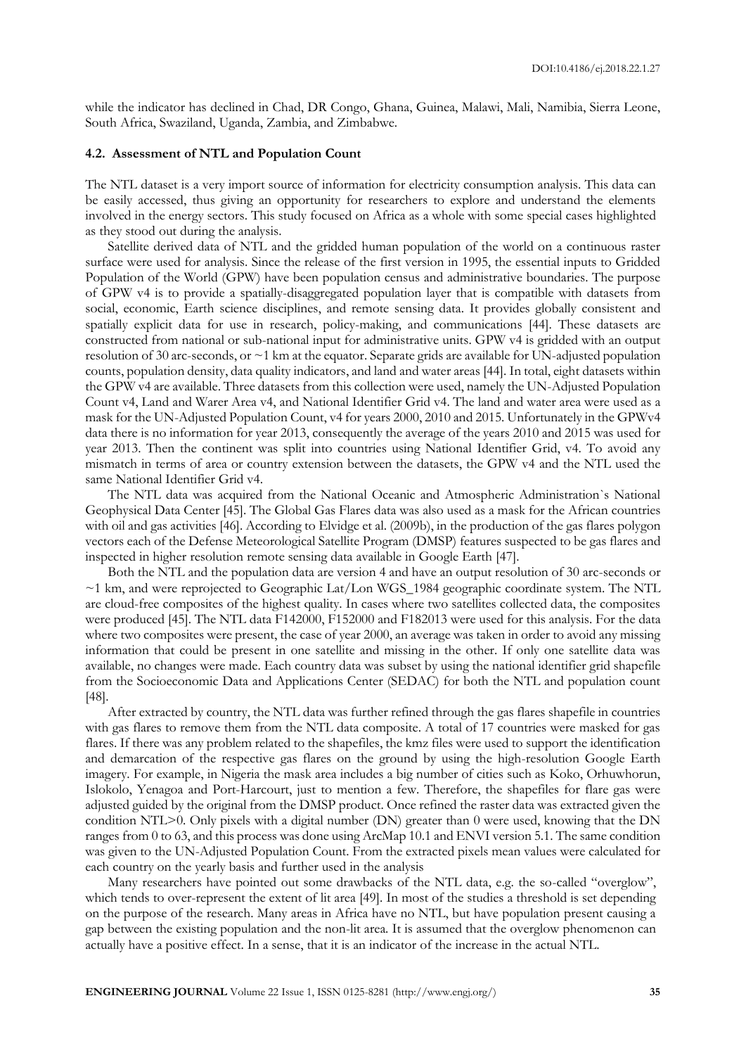while the indicator has declined in Chad, DR Congo, Ghana, Guinea, Malawi, Mali, Namibia, Sierra Leone, South Africa, Swaziland, Uganda, Zambia, and Zimbabwe.

### 4.2. Assessment of NTL and Population Count

The NTL dataset is a very import source of information for electricity consumption analysis. This data can be easily accessed, thus giving an opportunity for researchers to explore and understand the elements involved in the energy sectors. This study focused on Africa as a whole with some special cases highlighted as they stood out during the analysis.

Satellite derived data of NTL and the gridded human population of the world on a continuous raster surface were used for analysis. Since the release of the first version in 1995, the essential inputs to Gridded Population of the World (GPW) have been population census and administrative boundaries. The purpose of GPW v4 is to provide a spatially-disaggregated population layer that is compatible with datasets from social, economic, Earth science disciplines, and remote sensing data. It provides globally consistent and spatially explicit data for use in research, policy-making, and communications [44]. These datasets are constructed from national or sub-national input for administrative units. GPW v4 is gridded with an output resolution of 30 arc-seconds, or ~1 km at the equator. Separate grids are available for UN-adjusted population counts, population density, data quality indicators, and land and water areas [44]. In total, eight datasets within the GPW v4 are available. Three datasets from this collection were used, namely the UN-Adjusted Population Count v4, Land and Warer Area v4, and National Identifier Grid v4. The land and water area were used as a mask for the UN-Adjusted Population Count, v4 for years 2000, 2010 and 2015. Unfortunately in the GPWv4 data there is no information for year 2013, consequently the average of the years 2010 and 2015 was used for year 2013. Then the continent was split into countries using National Identifier Grid, v4. To avoid any mismatch in terms of area or country extension between the datasets, the GPW v4 and the NTL used the same National Identifier Grid v4.

The NTL data was acquired from the National Oceanic and Atmospheric Administration`s National Geophysical Data Center [45]. The Global Gas Flares data was also used as a mask for the African countries with oil and gas activities [46]. According to Elvidge et al. (2009b), in the production of the gas flares polygon vectors each of the Defense Meteorological Satellite Program (DMSP) features suspected to be gas flares and inspected in higher resolution remote sensing data available in Google Earth [47].

Both the NTL and the population data are version 4 and have an output resolution of 30 arc-seconds or ~1 km, and were reprojected to Geographic Lat/Lon WGS_1984 geographic coordinate system. The NTL are cloud-free composites of the highest quality. In cases where two satellites collected data, the composites were produced [45]. The NTL data F142000, F152000 and F182013 were used for this analysis. For the data where two composites were present, the case of year 2000, an average was taken in order to avoid any missing information that could be present in one satellite and missing in the other. If only one satellite data was available, no changes were made. Each country data was subset by using the national identifier grid shapefile from the Socioeconomic Data and Applications Center (SEDAC) for both the NTL and population count [48].

After extracted by country, the NTL data was further refined through the gas flares shapefile in countries with gas flares to remove them from the NTL data composite. A total of 17 countries were masked for gas flares. If there was any problem related to the shapefiles, the kmz files were used to support the identification and demarcation of the respective gas flares on the ground by using the high-resolution Google Earth imagery. For example, in Nigeria the mask area includes a big number of cities such as Koko, Orhuwhorun, Islokolo, Yenagoa and Port-Harcourt, just to mention a few. Therefore, the shapefiles for flare gas were adjusted guided by the original from the DMSP product. Once refined the raster data was extracted given the condition NTL>0. Only pixels with a digital number (DN) greater than 0 were used, knowing that the DN ranges from 0 to 63, and this process was done using ArcMap 10.1 and ENVI version 5.1. The same condition was given to the UN-Adjusted Population Count. From the extracted pixels mean values were calculated for each country on the yearly basis and further used in the analysis

Many researchers have pointed out some drawbacks of the NTL data, e.g. the so-called "overglow", which tends to over-represent the extent of lit area [49]. In most of the studies a threshold is set depending on the purpose of the research. Many areas in Africa have no NTL, but have population present causing a gap between the existing population and the non-lit area. It is assumed that the overglow phenomenon can actually have a positive effect. In a sense, that it is an indicator of the increase in the actual NTL.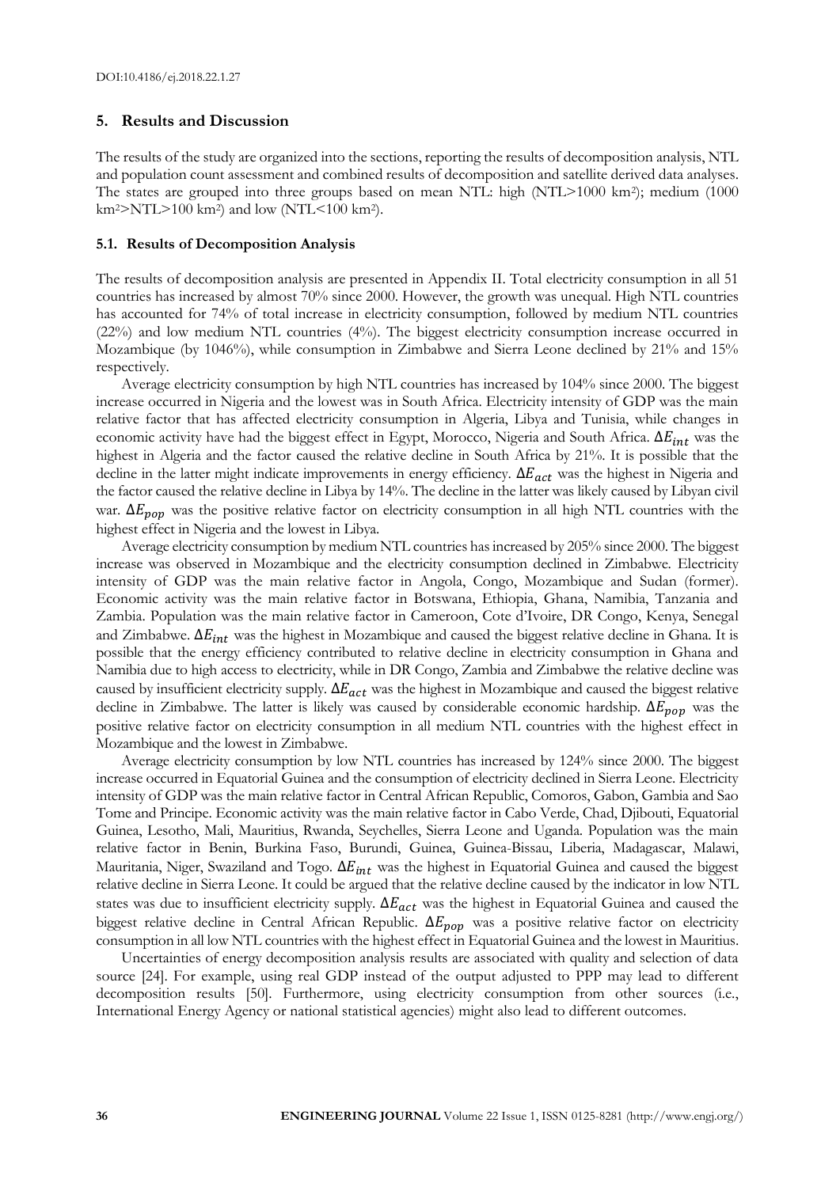## 5. Results and Discussion

The results of the study are organized into the sections, reporting the results of decomposition analysis, NTL and population count assessment and combined results of decomposition and satellite derived data analyses. The states are grouped into three groups based on mean NTL: high (NTL>1000 km$^2$); medium (1000 km$^2$>NTL>100 km$^2$) and low (NTL<100 km$^2$).

### 5.1. Results of Decomposition Analysis

The results of decomposition analysis are presented in Appendix II. Total electricity consumption in all 51 countries has increased by almost 70% since 2000. However, the growth was unequal. High NTL countries has accounted for 74% of total increase in electricity consumption, followed by medium NTL countries (22%) and low medium NTL countries (4%). The biggest electricity consumption increase occurred in Mozambique (by 1046%), while consumption in Zimbabwe and Sierra Leone declined by 21% and 15% respectively.

Average electricity consumption by high NTL countries has increased by 104% since 2000. The biggest increase occurred in Nigeria and the lowest was in South Africa. Electricity intensity of GDP was the main relative factor that has affected electricity consumption in Algeria, Libya and Tunisia, while changes in economic activity have had the biggest effect in Egypt, Morocco, Nigeria and South Africa. $\Delta E_{int}$ was the highest in Algeria and the factor caused the relative decline in South Africa by 21%. It is possible that the decline in the latter might indicate improvements in energy efficiency. $\Delta E_{act}$ was the highest in Nigeria and the factor caused the relative decline in Libya by 14%. The decline in the latter was likely caused by Libyan civil war. $\Delta E_{pop}$ was the positive relative factor on electricity consumption in all high NTL countries with the highest effect in Nigeria and the lowest in Libya.

Average electricity consumption by medium NTL countries has increased by 205% since 2000. The biggest increase was observed in Mozambique and the electricity consumption declined in Zimbabwe. Electricity intensity of GDP was the main relative factor in Angola, Congo, Mozambique and Sudan (former). Economic activity was the main relative factor in Botswana, Ethiopia, Ghana, Namibia, Tanzania and Zambia. Population was the main relative factor in Cameroon, Cote d'Ivoire, DR Congo, Kenya, Senegal and Zimbabwe. $\Delta E_{int}$ was the highest in Mozambique and caused the biggest relative decline in Ghana. It is possible that the energy efficiency contributed to relative decline in electricity consumption in Ghana and Namibia due to high access to electricity, while in DR Congo, Zambia and Zimbabwe the relative decline was caused by insufficient electricity supply. $\Delta E_{act}$ was the highest in Mozambique and caused the biggest relative decline in Zimbabwe. The latter is likely was caused by considerable economic hardship. $\Delta E_{pop}$ was the positive relative factor on electricity consumption in all medium NTL countries with the highest effect in Mozambique and the lowest in Zimbabwe.

Average electricity consumption by low NTL countries has increased by 124% since 2000. The biggest increase occurred in Equatorial Guinea and the consumption of electricity declined in Sierra Leone. Electricity intensity of GDP was the main relative factor in Central African Republic, Comoros, Gabon, Gambia and Sao Tome and Principe. Economic activity was the main relative factor in Cabo Verde, Chad, Djibouti, Equatorial Guinea, Lesotho, Mali, Mauritius, Rwanda, Seychelles, Sierra Leone and Uganda. Population was the main relative factor in Benin, Burkina Faso, Burundi, Guinea, Guinea-Bissau, Liberia, Madagascar, Malawi, Mauritania, Niger, Swaziland and Togo. $\Delta E_{int}$ was the highest in Equatorial Guinea and caused the biggest relative decline in Sierra Leone. It could be argued that the relative decline caused by the indicator in low NTL states was due to insufficient electricity supply. $\Delta E_{act}$ was the highest in Equatorial Guinea and caused the biggest relative decline in Central African Republic. $\Delta E_{pop}$ was a positive relative factor on electricity consumption in all low NTL countries with the highest effect in Equatorial Guinea and the lowest in Mauritius.

Uncertainties of energy decomposition analysis results are associated with quality and selection of data source [24]. For example, using real GDP instead of the output adjusted to PPP may lead to different decomposition results [50]. Furthermore, using electricity consumption from other sources (i.e., International Energy Agency or national statistical agencies) might also lead to different outcomes.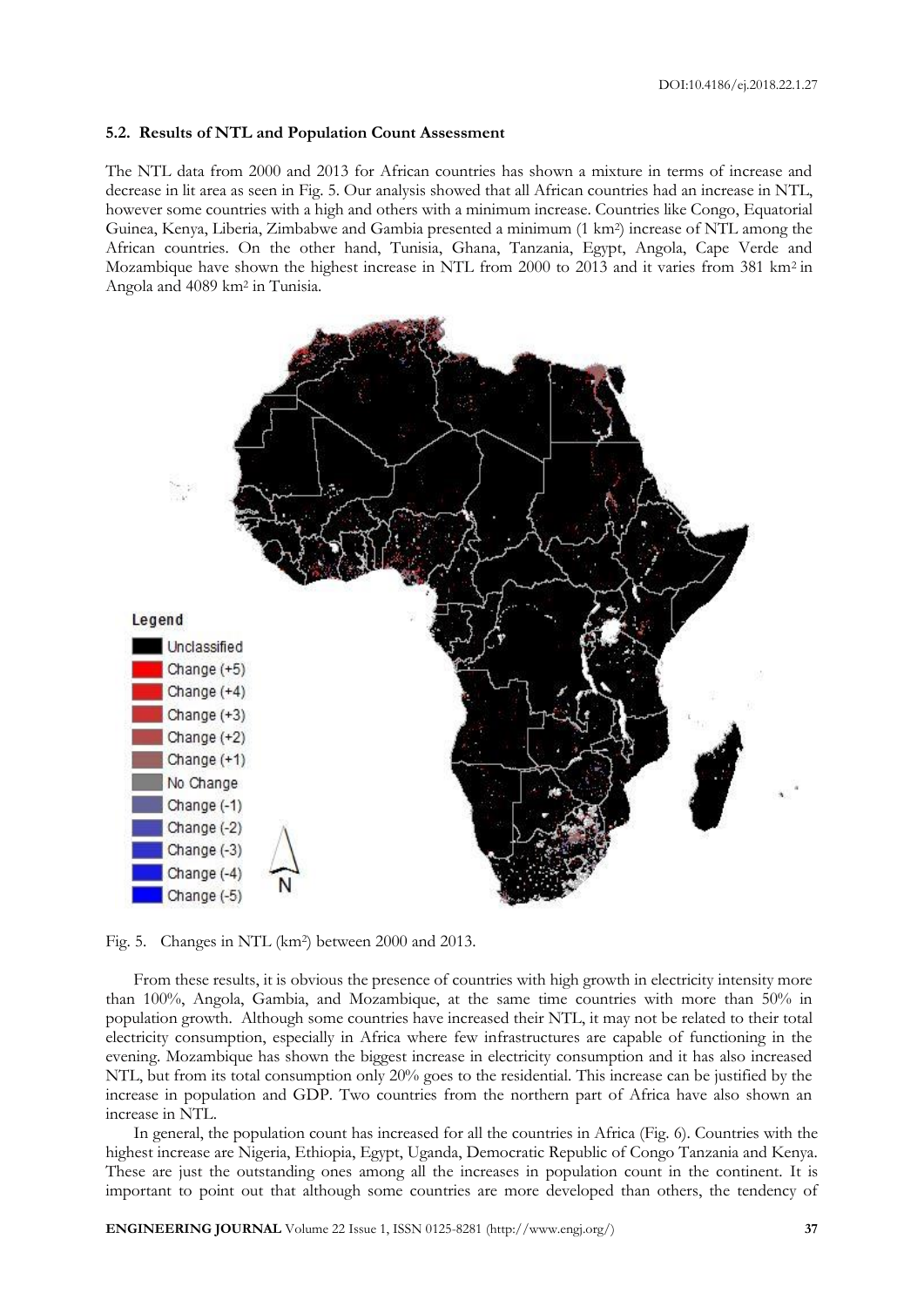### 5.2. Results of NTL and Population Count Assessment

The NTL data from 2000 and 2013 for African countries has shown a mixture in terms of increase and decrease in lit area as seen in Fig. 5. Our analysis showed that all African countries had an increase in NTL, however some countries with a high and others with a minimum increase. Countries like Congo, Equatorial Guinea, Kenya, Liberia, Zimbabwe and Gambia presented a minimum (1 km$^2$) increase of NTL among the African countries. On the other hand, Tunisia, Ghana, Tanzania, Egypt, Angola, Cape Verde and Mozambique have shown the highest increase in NTL from 2000 to 2013 and it varies from 381 km$^2$ in Angola and 4089 km$^2$ in Tunisia.

Fig. 5. Changes in NTL (km$^2$) between 2000 and 2013.

From these results, it is obvious the presence of countries with high growth in electricity intensity more than 100%, Angola, Gambia, and Mozambique, at the same time countries with more than 50% in population growth. Although some countries have increased their NTL, it may not be related to their total electricity consumption, especially in Africa where few infrastructures are capable of functioning in the evening. Mozambique has shown the biggest increase in electricity consumption and it has also increased NTL, but from its total consumption only 20% goes to the residential. This increase can be justified by the increase in population and GDP. Two countries from the northern part of Africa have also shown an increase in NTL.

In general, the population count has increased for all the countries in Africa (Fig. 6). Countries with the highest increase are Nigeria, Ethiopia, Egypt, Uganda, Democratic Republic of Congo Tanzania and Kenya. These are just the outstanding ones among all the increases in population count in the continent. It is important to point out that although some countries are more developed than others, the tendency of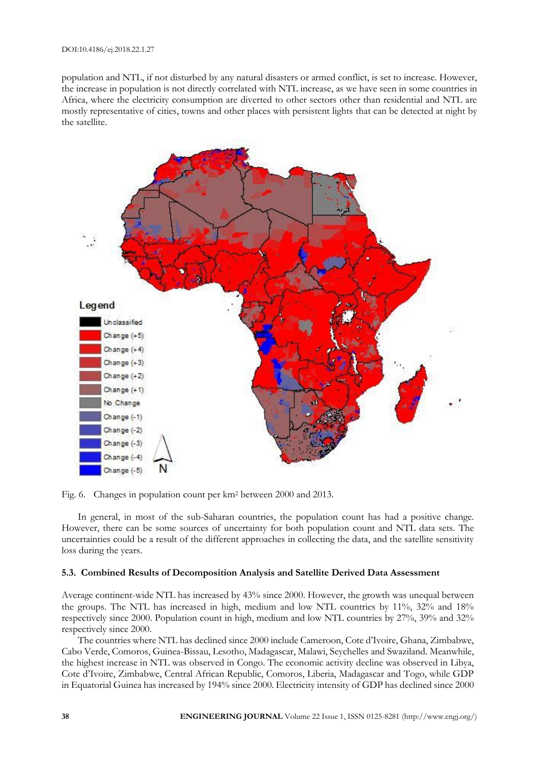population and NTL, if not disturbed by any natural disasters or armed conflict, is set to increase. However, the increase in population is not directly correlated with NTL increase, as we have seen in some countries in Africa, where the electricity consumption are diverted to other sectors other than residential and NTL are mostly representative of cities, towns and other places with persistent lights that can be detected at night by the satellite.

Fig. 6. Changes in population count per km$^2$ between 2000 and 2013.

In general, in most of the sub-Saharan countries, the population count has had a positive change. However, there can be some sources of uncertainty for both population count and NTL data sets. The uncertainties could be a result of the different approaches in collecting the data, and the satellite sensitivity loss during the years.

### 5.3. Combined Results of Decomposition Analysis and Satellite Derived Data Assessment

Average continent-wide NTL has increased by 43% since 2000. However, the growth was unequal between the groups. The NTL has increased in high, medium and low NTL countries by 11%, 32% and 18% respectively since 2000. Population count in high, medium and low NTL countries by 27%, 39% and 32% respectively since 2000.

The countries where NTL has declined since 2000 include Cameroon, Cote d'Ivoire, Ghana, Zimbabwe, Cabo Verde, Comoros, Guinea-Bissau, Lesotho, Madagascar, Malawi, Seychelles and Swaziland. Meanwhile, the highest increase in NTL was observed in Congo. The economic activity decline was observed in Libya, Cote d'Ivoire, Zimbabwe, Central African Republic, Comoros, Liberia, Madagascar and Togo, while GDP in Equatorial Guinea has increased by 194% since 2000. Electricity intensity of GDP has declined since 2000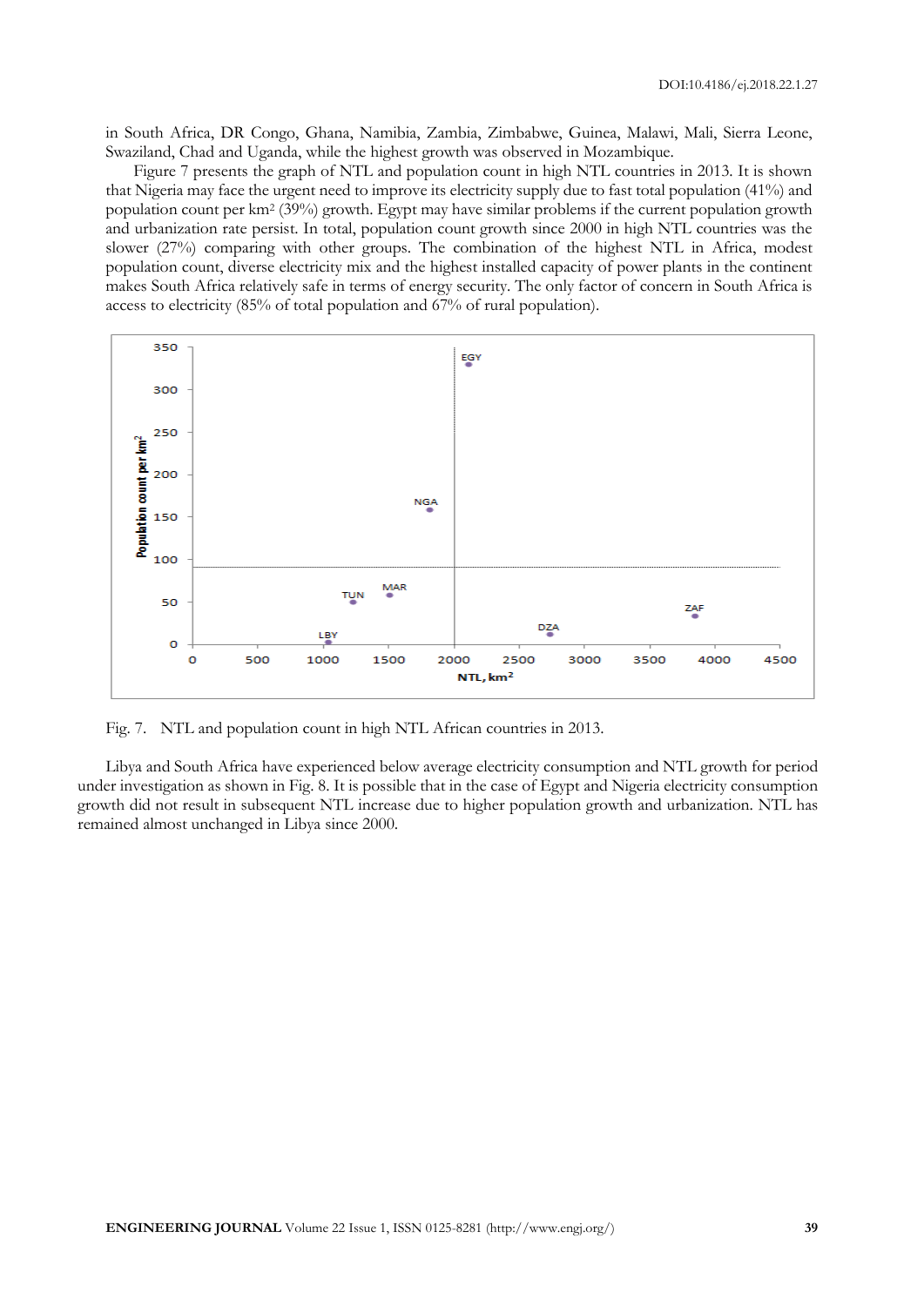in South Africa, DR Congo, Ghana, Namibia, Zambia, Zimbabwe, Guinea, Malawi, Mali, Sierra Leone, Swaziland, Chad and Uganda, while the highest growth was observed in Mozambique.

Figure 7 presents the graph of NTL and population count in high NTL countries in 2013. It is shown that Nigeria may face the urgent need to improve its electricity supply due to fast total population (41%) and population count per km² (39%) growth. Egypt may have similar problems if the current population growth and urbanization rate persist. In total, population count growth since 2000 in high NTL countries was the slower (27%) comparing with other groups. The combination of the highest NTL in Africa, modest population count, diverse electricity mix and the highest installed capacity of power plants in the continent makes South Africa relatively safe in terms of energy security. The only factor of concern in South Africa is access to electricity (85% of total population and 67% of rural population).

Fig. 7. NTL and population count in high NTL African countries in 2013.

Libya and South Africa have experienced below average electricity consumption and NTL growth for period under investigation as shown in Fig. 8. It is possible that in the case of Egypt and Nigeria electricity consumption growth did not result in subsequent NTL increase due to higher population growth and urbanization. NTL has remained almost unchanged in Libya since 2000.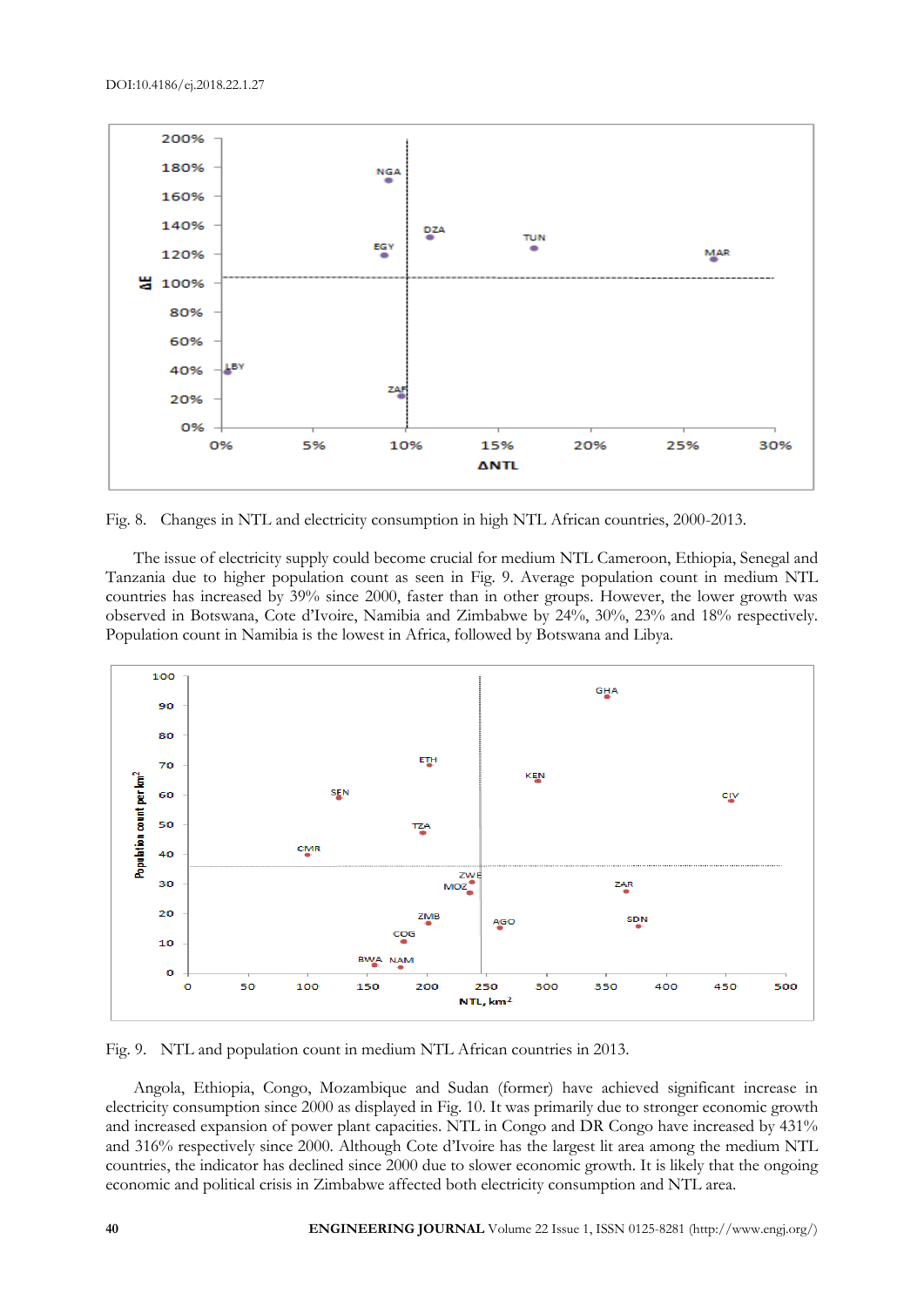Fig. 8. Changes in NTL and electricity consumption in high NTL African countries, 2000-2013.

The issue of electricity supply could become crucial for medium NTL Cameroon, Ethiopia, Senegal and Tanzania due to higher population count as seen in Fig. 9. Average population count in medium NTL countries has increased by 39% since 2000, faster than in other groups. However, the lower growth was observed in Botswana, Cote d'Ivoire, Namibia and Zimbabwe by 24%, 30%, 23% and 18% respectively. Population count in Namibia is the lowest in Africa, followed by Botswana and Libya.

Fig. 9. NTL and population count in medium NTL African countries in 2013.

Angola, Ethiopia, Congo, Mozambique and Sudan (former) have achieved significant increase in electricity consumption since 2000 as displayed in Fig. 10. It was primarily due to stronger economic growth and increased expansion of power plant capacities. NTL in Congo and DR Congo have increased by 431% and 316% respectively since 2000. Although Cote d'Ivoire has the largest lit area among the medium NTL countries, the indicator has declined since 2000 due to slower economic growth. It is likely that the ongoing economic and political crisis in Zimbabwe affected both electricity consumption and NTL area.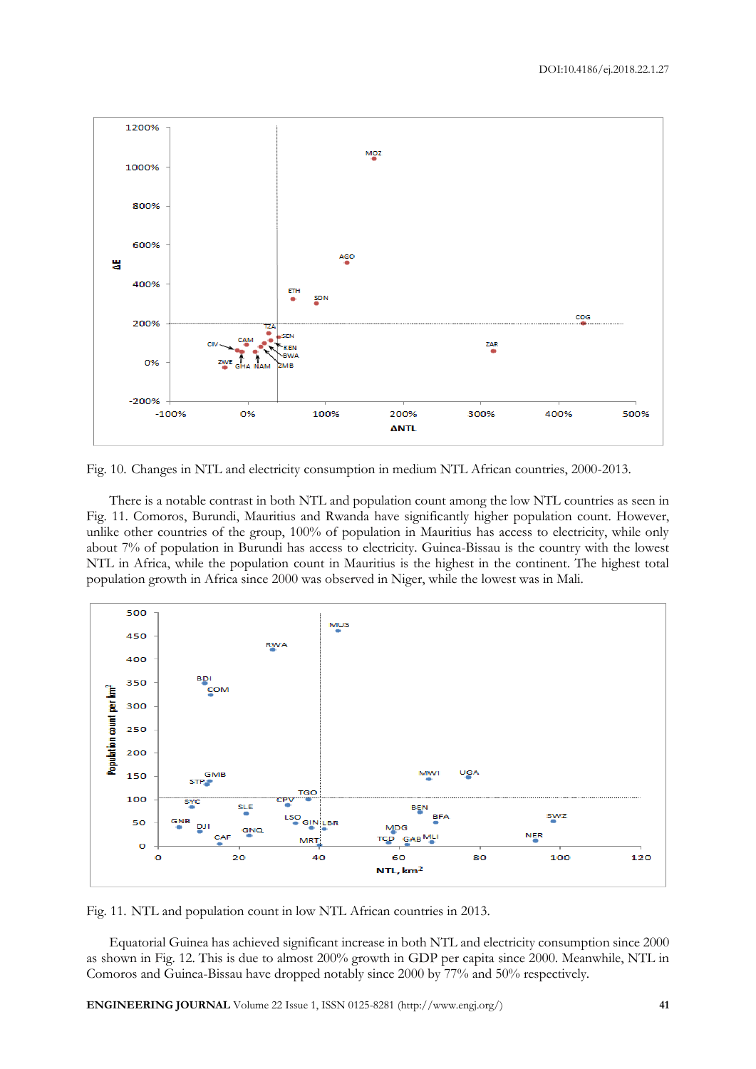Fig. 10. Changes in NTL and electricity consumption in medium NTL African countries, 2000-2013.

There is a notable contrast in both NTL and population count among the low NTL countries as seen in Fig. 11. Comoros, Burundi, Mauritius and Rwanda have significantly higher population count. However, unlike other countries of the group, 100% of population in Mauritius has access to electricity, while only about 7% of population in Burundi has access to electricity. Guinea-Bissau is the country with the lowest NTL in Africa, while the population count in Mauritius is the highest in the continent. The highest total population growth in Africa since 2000 was observed in Niger, while the lowest was in Mali.

Fig. 11. NTL and population count in low NTL African countries in 2013.

Equatorial Guinea has achieved significant increase in both NTL and electricity consumption since 2000 as shown in Fig. 12. This is due to almost 200% growth in GDP per capita since 2000. Meanwhile, NTL in Comoros and Guinea-Bissau have dropped notably since 2000 by 77% and 50% respectively.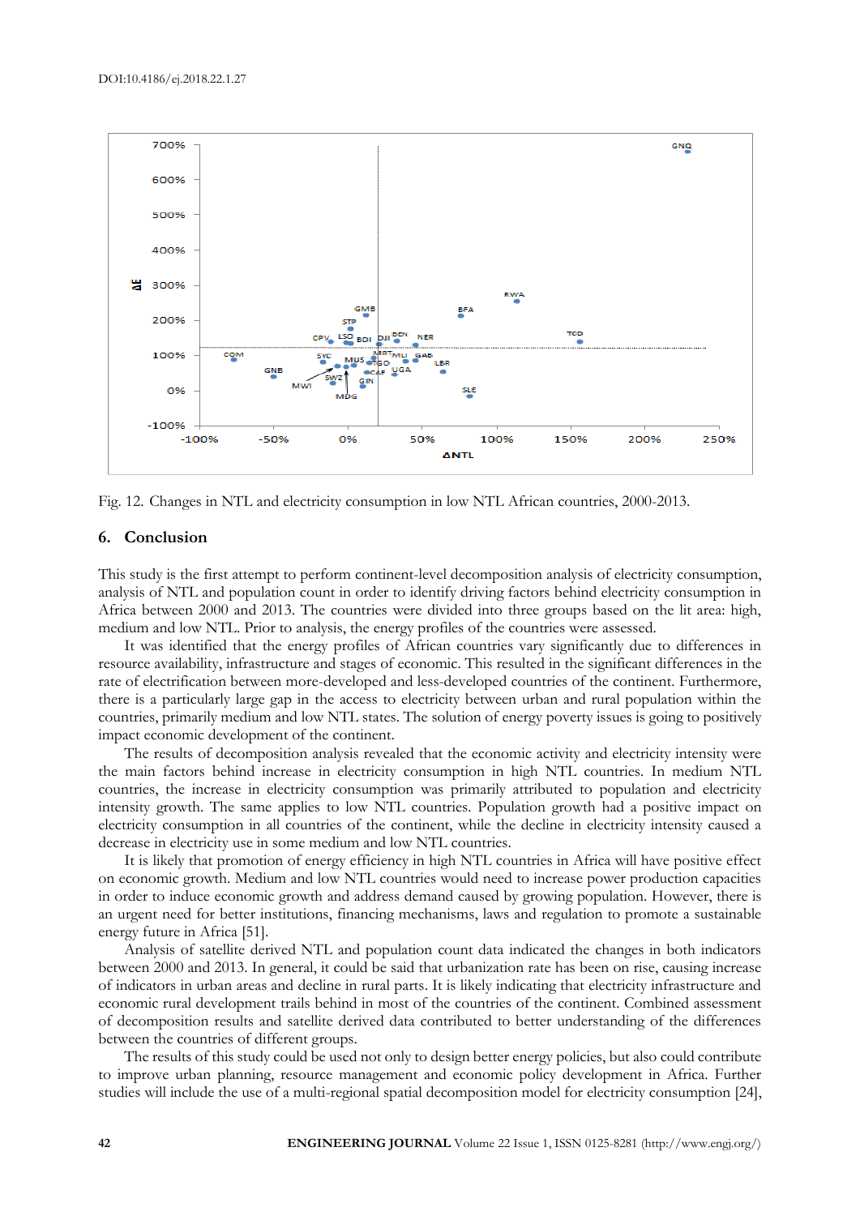Fig. 12. Changes in NTL and electricity consumption in low NTL African countries, 2000-2013.

## 6. Conclusion

This study is the first attempt to perform continent-level decomposition analysis of electricity consumption, analysis of NTL and population count in order to identify driving factors behind electricity consumption in Africa between 2000 and 2013. The countries were divided into three groups based on the lit area: high, medium and low NTL. Prior to analysis, the energy profiles of the countries were assessed.

It was identified that the energy profiles of African countries vary significantly due to differences in resource availability, infrastructure and stages of economic. This resulted in the significant differences in the rate of electrification between more-developed and less-developed countries of the continent. Furthermore, there is a particularly large gap in the access to electricity between urban and rural population within the countries, primarily medium and low NTL states. The solution of energy poverty issues is going to positively impact economic development of the continent.

The results of decomposition analysis revealed that the economic activity and electricity intensity were the main factors behind increase in electricity consumption in high NTL countries. In medium NTL countries, the increase in electricity consumption was primarily attributed to population and electricity intensity growth. The same applies to low NTL countries. Population growth had a positive impact on electricity consumption in all countries of the continent, while the decline in electricity intensity caused a decrease in electricity use in some medium and low NTL countries.

It is likely that promotion of energy efficiency in high NTL countries in Africa will have positive effect on economic growth. Medium and low NTL countries would need to increase power production capacities in order to induce economic growth and address demand caused by growing population. However, there is an urgent need for better institutions, financing mechanisms, laws and regulation to promote a sustainable energy future in Africa [51].

Analysis of satellite derived NTL and population count data indicated the changes in both indicators between 2000 and 2013. In general, it could be said that urbanization rate has been on rise, causing increase of indicators in urban areas and decline in rural parts. It is likely indicating that electricity infrastructure and economic rural development trails behind in most of the countries of the continent. Combined assessment of decomposition results and satellite derived data contributed to better understanding of the differences between the countries of different groups.

The results of this study could be used not only to design better energy policies, but also could contribute to improve urban planning, resource management and economic policy development in Africa. Further studies will include the use of a multi-regional spatial decomposition model for electricity consumption [24],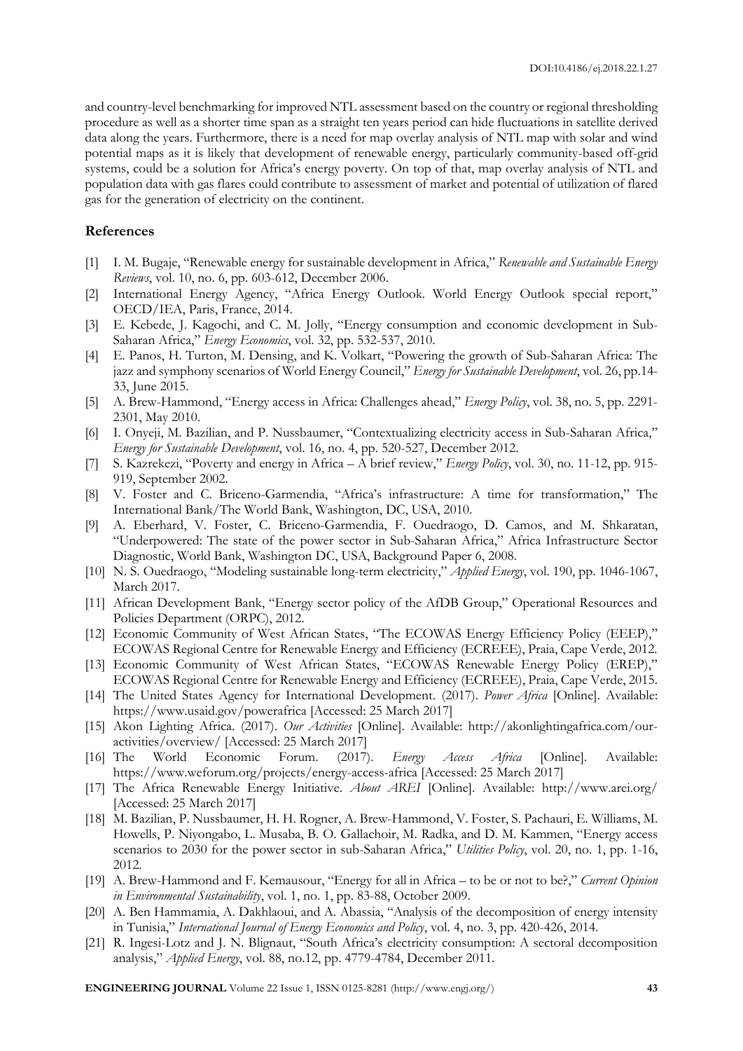and country-level benchmarking for improved NTL assessment based on the country or regional thresholding procedure as well as a shorter time span as a straight ten years period can hide fluctuations in satellite derived data along the years. Furthermore, there is a need for map overlay analysis of NTL map with solar and wind potential maps as it is likely that development of renewable energy, particularly community-based off-grid systems, could be a solution for Africa's energy poverty. On top of that, map overlay analysis of NTL and population data with gas flares could contribute to assessment of market and potential of utilization of flared gas for the generation of electricity on the continent.

## References

[1] I. M. Bugaje, "Renewable energy for sustainable development in Africa," *Renewable and Sustainable Energy Reviews*, vol. 10, no. 6, pp. 603-612, December 2006.

[2] International Energy Agency, "Africa Energy Outlook. World Energy Outlook special report," OECD/IEA, Paris, France, 2014.

[3] E. Kebede, J. Kagochi, and C. M. Jolly, "Energy consumption and economic development in Sub-Saharan Africa," *Energy Economics*, vol. 32, pp. 532-537, 2010.

[4] E. Panos, H. Turton, M. Densing, and K. Volkart, "Powering the growth of Sub-Saharan Africa: The jazz and symphony scenarios of World Energy Council," *Energy for Sustainable Development*, vol. 26, pp.14-33, June 2015.

[5] A. Brew-Hammond, "Energy access in Africa: Challenges ahead," *Energy Policy*, vol. 38, no. 5, pp. 2291-2301, May 2010.

[6] I. Onyeji, M. Bazilian, and P. Nussbaumer, "Contextualizing electricity access in Sub-Saharan Africa," *Energy for Sustainable Development*, vol. 16, no. 4, pp. 520-527, December 2012.

[7] S. Kazrekezi, "Poverty and energy in Africa – A brief review," *Energy Policy*, vol. 30, no. 11-12, pp. 915-919, September 2002.

[8] V. Foster and C. Briceno-Garmendia, "Africa's infrastructure: A time for transformation," The International Bank/The World Bank, Washington, DC, USA, 2010.

[9] A. Eberhard, V. Foster, C. Briceno-Garmendia, F. Ouedraogo, D. Camos, and M. Shkaratan, "Underpowered: The state of the power sector in Sub-Saharan Africa," Africa Infrastructure Sector Diagnostic, World Bank, Washington DC, USA, Background Paper 6, 2008.

[10] N. S. Ouedraogo, "Modeling sustainable long-term electricity," *Applied Energy*, vol. 190, pp. 1046-1067, March 2017.

[11] African Development Bank, "Energy sector policy of the AfDB Group," Operational Resources and Policies Department (ORPC), 2012.

[12] Economic Community of West African States, "The ECOWAS Energy Efficiency Policy (EEEP)," ECOWAS Regional Centre for Renewable Energy and Efficiency (ECREEE), Praia, Cape Verde, 2012.

[13] Economic Community of West African States, "ECOWAS Renewable Energy Policy (EREP)," ECOWAS Regional Centre for Renewable Energy and Efficiency (ECREEE), Praia, Cape Verde, 2015.

[14] The United States Agency for International Development. (2017). *Power Africa* [Online]. Available: https://www.usaid.gov/powerafrica [Accessed: 25 March 2017]

[15] Akon Lighting Africa. (2017). *Our Activities* [Online]. Available: http://akonlightingafrica.com/our-activities/overview/ [Accessed: 25 March 2017]

[16] The World Economic Forum. (2017). *Energy Access Africa* [Online]. Available: https://www.weforum.org/projects/energy-access-africa [Accessed: 25 March 2017]

[17] The Africa Renewable Energy Initiative. *About AREI* [Online]. Available: http://www.arei.org/ [Accessed: 25 March 2017]

[18] M. Bazilian, P. Nussbaumer, H. H. Rogner, A. Brew-Hammond, V. Foster, S. Pachauri, E. Williams, M. Howells, P. Niyongabo, L. Musaba, B. O. Gallachoir, M. Radka, and D. M. Kammen, "Energy access scenarios to 2030 for the power sector in sub-Saharan Africa," *Utilities Policy*, vol. 20, no. 1, pp. 1-16, 2012.

[19] A. Brew-Hammond and F. Kemausour, "Energy for all in Africa – to be or not to be?," *Current Opinion in Environmental Sustainability*, vol. 1, no. 1, pp. 83-88, October 2009.

[20] A. Ben Hammamia, A. Dakhlaoui, and A. Abassia, "Analysis of the decomposition of energy intensity in Tunisia," *International Journal of Energy Economics and Policy*, vol. 4, no. 3, pp. 420-426, 2014.

[21] R. Ingesi-Lotz and J. N. Blignaut, "South Africa's electricity consumption: A sectoral decomposition analysis," *Applied Energy*, vol. 88, no.12, pp. 4779-4784, December 2011.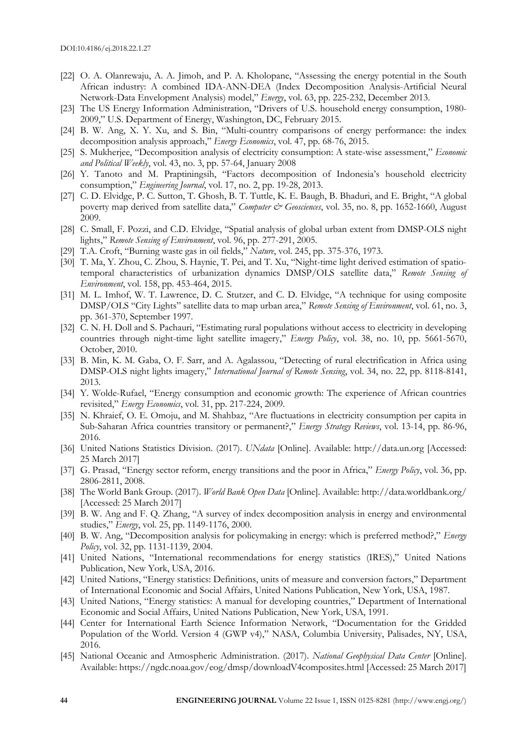[22] O. A. Olanrewaju, A. A. Jimoh, and P. A. Kholopane, "Assessing the energy potential in the South African industry: A combined IDA-ANN-DEA (Index Decomposition Analysis-Artificial Neural Network-Data Envelopment Analysis) model," *Energy*, vol. 63, pp. 225-232, December 2013.

[23] The US Energy Information Administration, "Drivers of U.S. household energy consumption, 1980-2009," U.S. Department of Energy, Washington, DC, February 2015.

[24] B. W. Ang, X. Y. Xu, and S. Bin, "Multi-country comparisons of energy performance: the index decomposition analysis approach," *Energy Economics*, vol. 47, pp. 68-76, 2015.

[25] S. Mukherjee, "Decomposition analysis of electricity consumption: A state-wise assessment," *Economic and Political Weekly*, vol. 43, no. 3, pp. 57-64, January 2008

[26] Y. Tanoto and M. Praptiningsih, "Factors decomposition of Indonesia's household electricity consumption," *Engineering Journal*, vol. 17, no. 2, pp. 19-28, 2013.

[27] C. D. Elvidge, P. C. Sutton, T. Ghosh, B. T. Tuttle, K. E. Baugh, B. Bhaduri, and E. Bright, "A global poverty map derived from satellite data," *Computer & Geosciences*, vol. 35, no. 8, pp. 1652-1660, August 2009.

[28] C. Small, F. Pozzi, and C.D. Elvidge, "Spatial analysis of global urban extent from DMSP-OLS night lights," *Remote Sensing of Environment*, vol. 96, pp. 277-291, 2005.

[29] T.A. Croft, "Burning waste gas in oil fields," *Nature*, vol. 245, pp. 375-376, 1973.

[30] T. Ma, Y. Zhou, C. Zhou, S. Haynie, T. Pei, and T. Xu, "Night-time light derived estimation of spatio-temporal characteristics of urbanization dynamics DMSP/OLS satellite data," *Remote Sensing of Environment*, vol. 158, pp. 453-464, 2015.

[31] M. L. Imhof, W. T. Lawrence, D. C. Stutzer, and C. D. Elvidge, "A technique for using composite DMSP/OLS "City Lights" satellite data to map urban area," *Remote Sensing of Environment*, vol. 61, no. 3, pp. 361-370, September 1997.

[32] C. N. H. Doll and S. Pachauri, "Estimating rural populations without access to electricity in developing countries through night-time light satellite imagery," *Energy Policy*, vol. 38, no. 10, pp. 5661-5670, October, 2010.

[33] B. Min, K. M. Gaba, O. F. Sarr, and A. Agalassou, "Detecting of rural electrification in Africa using DMSP-OLS night lights imagery," *International Journal of Remote Sensing*, vol. 34, no. 22, pp. 8118-8141, 2013.

[34] Y. Wolde-Rufael, "Energy consumption and economic growth: The experience of African countries revisited," *Energy Economics*, vol. 31, pp. 217-224, 2009.

[35] N. Khraief, O. E. Omoju, and M. Shahbaz, "Are fluctuations in electricity consumption per capita in Sub-Saharan Africa countries transitory or permanent?," *Energy Strategy Reviews*, vol. 13-14, pp. 86-96, 2016.

[36] United Nations Statistics Division. (2017). *UNdata* [Online]. Available: http://data.un.org [Accessed: 25 March 2017]

[37] G. Prasad, "Energy sector reform, energy transitions and the poor in Africa," *Energy Policy*, vol. 36, pp. 2806-2811, 2008.

[38] The World Bank Group. (2017). *World Bank Open Data* [Online]. Available: http://data.worldbank.org/ [Accessed: 25 March 2017]

[39] B. W. Ang and F. Q. Zhang, "A survey of index decomposition analysis in energy and environmental studies," *Energy*, vol. 25, pp. 1149-1176, 2000.

[40] B. W. Ang, "Decomposition analysis for policymaking in energy: which is preferred method?," *Energy Policy*, vol. 32, pp. 1131-1139, 2004.

[41] United Nations, "International recommendations for energy statistics (IRES)," United Nations Publication, New York, USA, 2016.

[42] United Nations, "Energy statistics: Definitions, units of measure and conversion factors," Department of International Economic and Social Affairs, United Nations Publication, New York, USA, 1987.

[43] United Nations, "Energy statistics: A manual for developing countries," Department of International Economic and Social Affairs, United Nations Publication, New York, USA, 1991.

[44] Center for International Earth Science Information Network, "Documentation for the Gridded Population of the World. Version 4 (GWP v4)," NASA, Columbia University, Palisades, NY, USA, 2016.

[45] National Oceanic and Atmospheric Administration. (2017). *National Geophysical Data Center* [Online]. Available: https://ngdc.noaa.gov/eog/dmsp/downloadV4composites.html [Accessed: 25 March 2017]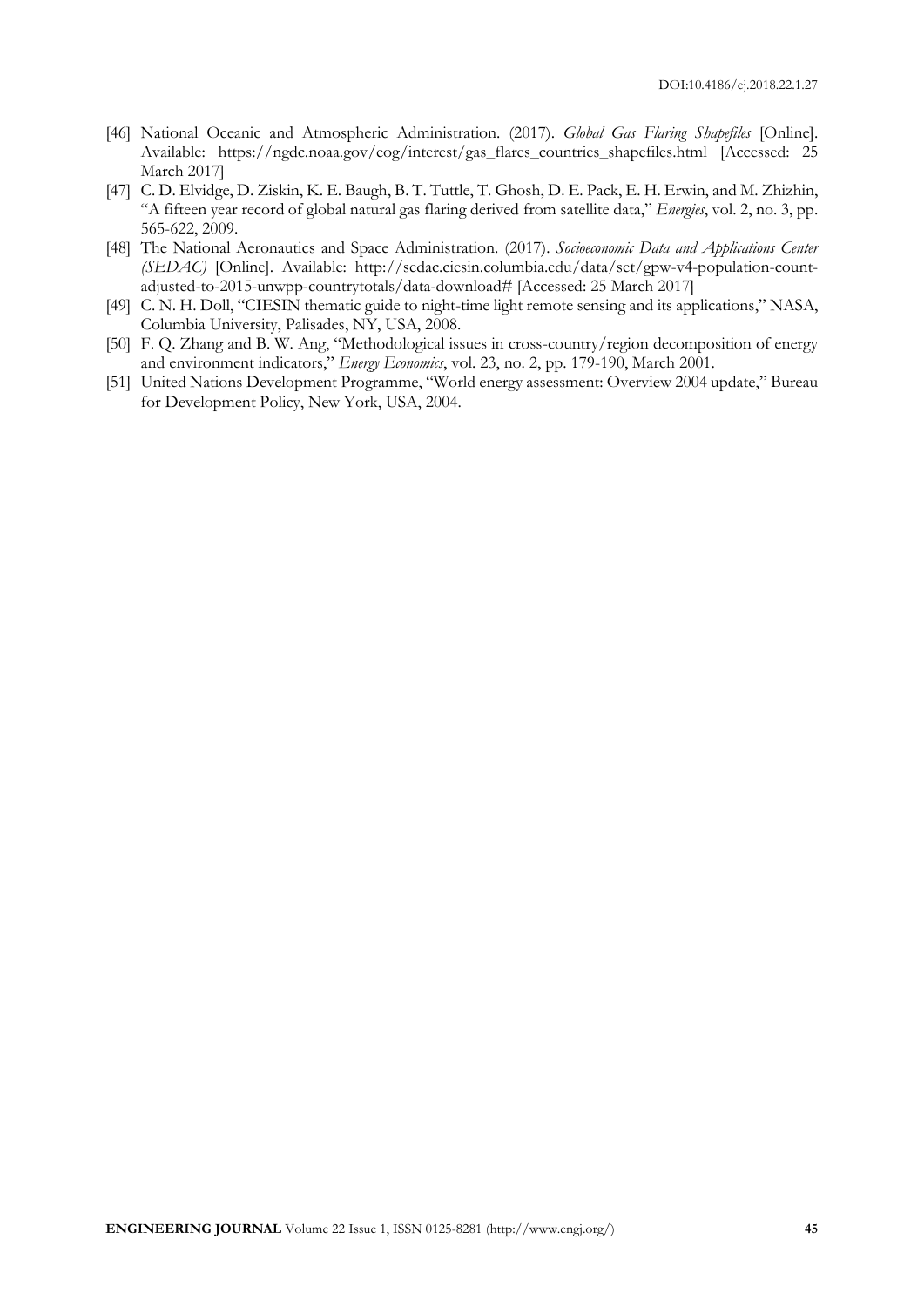[46] National Oceanic and Atmospheric Administration. (2017). *Global Gas Flaring Shapefiles* [Online]. Available: https://ngdc.noaa.gov/eog/interest/gas_flares_countries_shapefiles.html [Accessed: 25 March 2017]

[47] C. D. Elvidge, D. Ziskin, K. E. Baugh, B. T. Tuttle, T. Ghosh, D. E. Pack, E. H. Erwin, and M. Zhizhin, "A fifteen year record of global natural gas flaring derived from satellite data," *Energies*, vol. 2, no. 3, pp. 565-622, 2009.

[48] The National Aeronautics and Space Administration. (2017). *Socioeconomic Data and Applications Center (SEDAC)* [Online]. Available: http://sedac.ciesin.columbia.edu/data/set/gpw-v4-population-count-adjusted-to-2015-unwpp-countrytotals/data-download# [Accessed: 25 March 2017]

[49] C. N. H. Doll, "CIESIN thematic guide to night-time light remote sensing and its applications," NASA, Columbia University, Palisades, NY, USA, 2008.

[50] F. Q. Zhang and B. W. Ang, "Methodological issues in cross-country/region decomposition of energy and environment indicators," *Energy Economics*, vol. 23, no. 2, pp. 179-190, March 2001.

[51] United Nations Development Programme, "World energy assessment: Overview 2004 update," Bureau for Development Policy, New York, USA, 2004.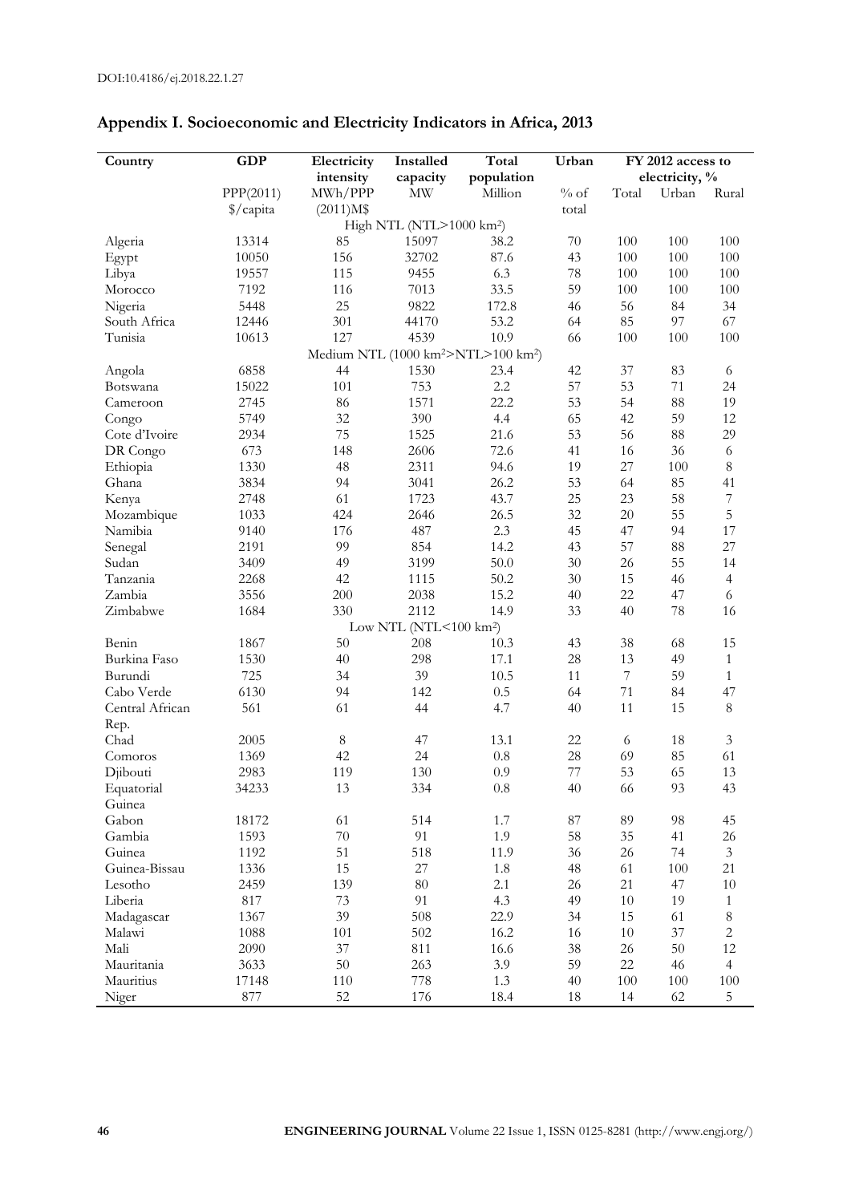## Appendix I. Socioeconomic and Electricity Indicators in Africa, 2013

| Country | GDP | Electricity intensity | Installed capacity | Total population | Urban | FY 2012 access to electricity, % | | |
|---|---|---|---|---|---|---|---|---|
| | PPP(2011) $/capita | MWh/PPP (2011)M$ | MW | Million | % of total | Total | Urban | Rural |
| High NTL (NTL>1000 km$^2$) | | | | | | | | |
| Algeria | 13314 | 85 | 15097 | 38.2 | 70 | 100 | 100 | 100 |
| Egypt | 10050 | 156 | 32702 | 87.6 | 43 | 100 | 100 | 100 |
| Libya | 19557 | 115 | 9455 | 6.3 | 78 | 100 | 100 | 100 |
| Morocco | 7192 | 116 | 7013 | 33.5 | 59 | 100 | 100 | 100 |
| Nigeria | 5448 | 25 | 9822 | 172.8 | 46 | 56 | 84 | 34 |
| South Africa | 12446 | 301 | 44170 | 53.2 | 64 | 85 | 97 | 67 |
| Tunisia | 10613 | 127 | 4539 | 10.9 | 66 | 100 | 100 | 100 |
| Medium NTL (1000 km$^2$>NTL>100 km$^2$) | | | | | | | | |
| Angola | 6858 | 44 | 1530 | 23.4 | 42 | 37 | 83 | 6 |
| Botswana | 15022 | 101 | 753 | 2.2 | 57 | 53 | 71 | 24 |
| Cameroon | 2745 | 86 | 1571 | 22.2 | 53 | 54 | 88 | 19 |
| Congo | 5749 | 32 | 390 | 4.4 | 65 | 42 | 59 | 12 |
| Cote d'Ivoire | 2934 | 75 | 1525 | 21.6 | 53 | 56 | 88 | 29 |
| DR Congo | 673 | 148 | 2606 | 72.6 | 41 | 16 | 36 | 6 |
| Ethiopia | 1330 | 48 | 2311 | 94.6 | 19 | 27 | 100 | 8 |
| Ghana | 3834 | 94 | 3041 | 26.2 | 53 | 64 | 85 | 41 |
| Kenya | 2748 | 61 | 1723 | 43.7 | 25 | 23 | 58 | 7 |
| Mozambique | 1033 | 424 | 2646 | 26.5 | 32 | 20 | 55 | 5 |
| Namibia | 9140 | 176 | 487 | 2.3 | 45 | 47 | 94 | 17 |
| Senegal | 2191 | 99 | 854 | 14.2 | 43 | 57 | 88 | 27 |
| Sudan | 3409 | 49 | 3199 | 50.0 | 30 | 26 | 55 | 14 |
| Tanzania | 2268 | 42 | 1115 | 50.2 | 30 | 15 | 46 | 4 |
| Zambia | 3556 | 200 | 2038 | 15.2 | 40 | 22 | 47 | 6 |
| Zimbabwe | 1684 | 330 | 2112 | 14.9 | 33 | 40 | 78 | 16 |
| Low NTL (NTL<100 km$^2$) | | | | | | | | |
| Benin | 1867 | 50 | 208 | 10.3 | 43 | 38 | 68 | 15 |
| Burkina Faso | 1530 | 40 | 298 | 17.1 | 28 | 13 | 49 | 1 |
| Burundi | 725 | 34 | 39 | 10.5 | 11 | 7 | 59 | 1 |
| Cabo Verde | 6130 | 94 | 142 | 0.5 | 64 | 71 | 84 | 47 |
| Central African Rep. | 561 | 61 | 44 | 4.7 | 40 | 11 | 15 | 8 |
| Chad | 2005 | 8 | 47 | 13.1 | 22 | 6 | 18 | 3 |
| Comoros | 1369 | 42 | 24 | 0.8 | 28 | 69 | 85 | 61 |
| Djibouti | 2983 | 119 | 130 | 0.9 | 77 | 53 | 65 | 13 |
| Equatorial Guinea | 34233 | 13 | 334 | 0.8 | 40 | 66 | 93 | 43 |
| Gabon | 18172 | 61 | 514 | 1.7 | 87 | 89 | 98 | 45 |
| Gambia | 1593 | 70 | 91 | 1.9 | 58 | 35 | 41 | 26 |
| Guinea | 1192 | 51 | 518 | 11.9 | 36 | 26 | 74 | 3 |
| Guinea-Bissau | 1336 | 15 | 27 | 1.8 | 48 | 61 | 100 | 21 |
| Lesotho | 2459 | 139 | 80 | 2.1 | 26 | 21 | 47 | 10 |
| Liberia | 817 | 73 | 91 | 4.3 | 49 | 10 | 19 | 1 |
| Madagascar | 1367 | 39 | 508 | 22.9 | 34 | 15 | 61 | 8 |
| Malawi | 1088 | 101 | 502 | 16.2 | 16 | 10 | 37 | 2 |
| Mali | 2090 | 37 | 811 | 16.6 | 38 | 26 | 50 | 12 |
| Mauritania | 3633 | 50 | 263 | 3.9 | 59 | 22 | 46 | 4 |
| Mauritius | 17148 | 110 | 778 | 1.3 | 40 | 100 | 100 | 100 |
| Niger | 877 | 52 | 176 | 18.4 | 18 | 14 | 62 | 5 |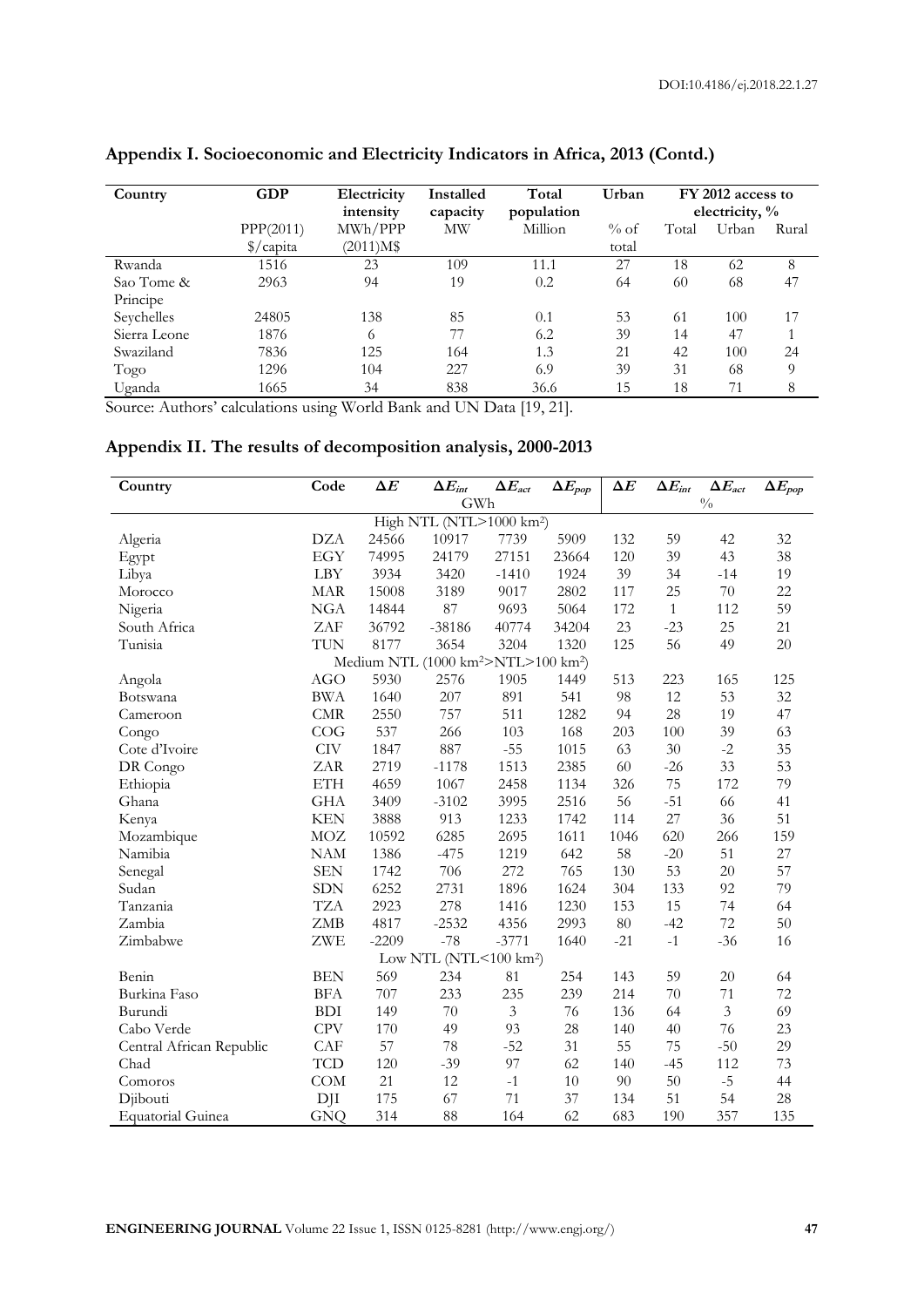## Appendix I. Socioeconomic and Electricity Indicators in Africa, 2013 (Contd.)

| Country | GDP | Electricity intensity | Installed capacity | Total population | Urban | FY 2012 access to electricity, % | | |
|---|---|---|---|---|---|---|---|---|
| | PPP(2011) $/capita | MWh/PPP (2011)M$ | MW | Million | % of total | Total | Urban | Rural |
| Rwanda | 1516 | 23 | 109 | 11.1 | 27 | 18 | 62 | 8 |
| Sao Tome & Principe | 2963 | 94 | 19 | 0.2 | 64 | 60 | 68 | 47 |
| Seychelles | 24805 | 138 | 85 | 0.1 | 53 | 61 | 100 | 17 |
| Sierra Leone | 1876 | 6 | 77 | 6.2 | 39 | 14 | 47 | 1 |
| Swaziland | 7836 | 125 | 164 | 1.3 | 21 | 42 | 100 | 24 |
| Togo | 1296 | 104 | 227 | 6.9 | 39 | 31 | 68 | 9 |
| Uganda | 1665 | 34 | 838 | 36.6 | 15 | 18 | 71 | 8 |

Source: Authors' calculations using World Bank and UN Data [19, 21].

## Appendix II. The results of decomposition analysis, 2000-2013

| Country | Code | $\Delta E$ | $\Delta E_{int}$ | $\Delta E_{act}$ | $\Delta E_{pop}$ | $\Delta E$ | $\Delta E_{int}$ | $\Delta E_{act}$ | $\Delta E_{pop}$ |
|---|---|---|---|---|---|---|---|---|---|
| | | GWh | | | | % | | | |
| High NTL (NTL>1000 km²) | | | | | | | | | |
| Algeria | DZA | 24566 | 10917 | 7739 | 5909 | 132 | 59 | 42 | 32 |
| Egypt | EGY | 74995 | 24179 | 27151 | 23664 | 120 | 39 | 43 | 38 |
| Libya | LBY | 3934 | 3420 | -1410 | 1924 | 39 | 34 | -14 | 19 |
| Morocco | MAR | 15008 | 3189 | 9017 | 2802 | 117 | 25 | 70 | 22 |
| Nigeria | NGA | 14844 | 87 | 9693 | 5064 | 172 | 1 | 112 | 59 |
| South Africa | ZAF | 36792 | -38186 | 40774 | 34204 | 23 | -23 | 25 | 21 |
| Tunisia | TUN | 8177 | 3654 | 3204 | 1320 | 125 | 56 | 49 | 20 |
| Medium NTL (1000 km²>NTL>100 km²) | | | | | | | | | |
| Angola | AGO | 5930 | 2576 | 1905 | 1449 | 513 | 223 | 165 | 125 |
| Botswana | BWA | 1640 | 207 | 891 | 541 | 98 | 12 | 53 | 32 |
| Cameroon | CMR | 2550 | 757 | 511 | 1282 | 94 | 28 | 19 | 47 |
| Congo | COG | 537 | 266 | 103 | 168 | 203 | 100 | 39 | 63 |
| Cote d'Ivoire | CIV | 1847 | 887 | -55 | 1015 | 63 | 30 | -2 | 35 |
| DR Congo | ZAR | 2719 | -1178 | 1513 | 2385 | 60 | -26 | 33 | 53 |
| Ethiopia | ETH | 4659 | 1067 | 2458 | 1134 | 326 | 75 | 172 | 79 |
| Ghana | GHA | 3409 | -3102 | 3995 | 2516 | 56 | -51 | 66 | 41 |
| Kenya | KEN | 3888 | 913 | 1233 | 1742 | 114 | 27 | 36 | 51 |
| Mozambique | MOZ | 10592 | 6285 | 2695 | 1611 | 1046 | 620 | 266 | 159 |
| Namibia | NAM | 1386 | -475 | 1219 | 642 | 58 | -20 | 51 | 27 |
| Senegal | SEN | 1742 | 706 | 272 | 765 | 130 | 53 | 20 | 57 |
| Sudan | SDN | 6252 | 2731 | 1896 | 1624 | 304 | 133 | 92 | 79 |
| Tanzania | TZA | 2923 | 278 | 1416 | 1230 | 153 | 15 | 74 | 64 |
| Zambia | ZMB | 4817 | -2532 | 4356 | 2993 | 80 | -42 | 72 | 50 |
| Zimbabwe | ZWE | -2209 | -78 | -3771 | 1640 | -21 | -1 | -36 | 16 |
| Low NTL (NTL<100 km²) | | | | | | | | | |
| Benin | BEN | 569 | 234 | 81 | 254 | 143 | 59 | 20 | 64 |
| Burkina Faso | BFA | 707 | 233 | 235 | 239 | 214 | 70 | 71 | 72 |
| Burundi | BDI | 149 | 70 | 3 | 76 | 136 | 64 | 3 | 69 |
| Cabo Verde | CPV | 170 | 49 | 93 | 28 | 140 | 40 | 76 | 23 |
| Central African Republic | CAF | 57 | 78 | -52 | 31 | 55 | 75 | -50 | 29 |
| Chad | TCD | 120 | -39 | 97 | 62 | 140 | -45 | 112 | 73 |
| Comoros | COM | 21 | 12 | -1 | 10 | 90 | 50 | -5 | 44 |
| Djibouti | DJI | 175 | 67 | 71 | 37 | 134 | 51 | 54 | 28 |
| Equatorial Guinea | GNQ | 314 | 88 | 164 | 62 | 683 | 190 | 357 | 135 |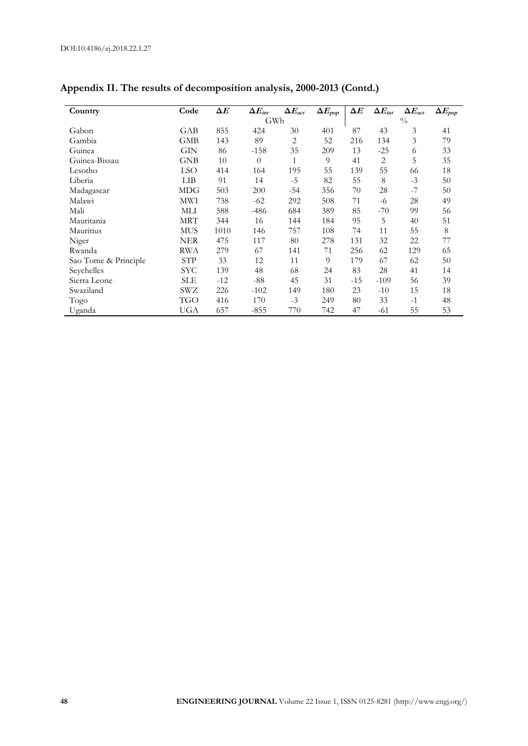## Appendix II. The results of decomposition analysis, 2000-2013 (Contd.)

| Country | Code | $\Delta E$ | $\Delta E_{int}$ | $\Delta E_{act}$ | $\Delta E_{pop}$ | $\Delta E$ | $\Delta E_{int}$ | $\Delta E_{act}$ | $\Delta E_{pop}$ |
|---|---|---|---|---|---|---|---|---|---|
| | | GWh | | | | % | | | |
| Gabon | GAB | 855 | 424 | 30 | 401 | 87 | 43 | 3 | 41 |
| Gambia | GMB | 143 | 89 | 2 | 52 | 216 | 134 | 3 | 79 |
| Guinea | GIN | 86 | -158 | 35 | 209 | 13 | -25 | 6 | 33 |
| Guinea-Bissau | GNB | 10 | 0 | 1 | 9 | 41 | 2 | 5 | 35 |
| Lesotho | LSO | 414 | 164 | 195 | 55 | 139 | 55 | 66 | 18 |
| Liberia | LIB | 91 | 14 | -5 | 82 | 55 | 8 | -3 | 50 |
| Madagascar | MDG | 503 | 200 | -54 | 356 | 70 | 28 | -7 | 50 |
| Malawi | MWI | 738 | -62 | 292 | 508 | 71 | -6 | 28 | 49 |
| Mali | MLI | 588 | -486 | 684 | 389 | 85 | -70 | 99 | 56 |
| Mauritania | MRT | 344 | 16 | 144 | 184 | 95 | 5 | 40 | 51 |
| Mauritius | MUS | 1010 | 146 | 757 | 108 | 74 | 11 | 55 | 8 |
| Niger | NER | 475 | 117 | 80 | 278 | 131 | 32 | 22 | 77 |
| Rwanda | RWA | 279 | 67 | 141 | 71 | 256 | 62 | 129 | 65 |
| Sao Tome & Principle | STP | 33 | 12 | 11 | 9 | 179 | 67 | 62 | 50 |
| Seychelles | SYC | 139 | 48 | 68 | 24 | 83 | 28 | 41 | 14 |
| Sierra Leone | SLE | -12 | -88 | 45 | 31 | -15 | -109 | 56 | 39 |
| Swaziland | SWZ | 226 | -102 | 149 | 180 | 23 | -10 | 15 | 18 |
| Togo | TGO | 416 | 170 | -3 | 249 | 80 | 33 | -1 | 48 |
| Uganda | UGA | 657 | -855 | 770 | 742 | 47 | -61 | 55 | 53 |